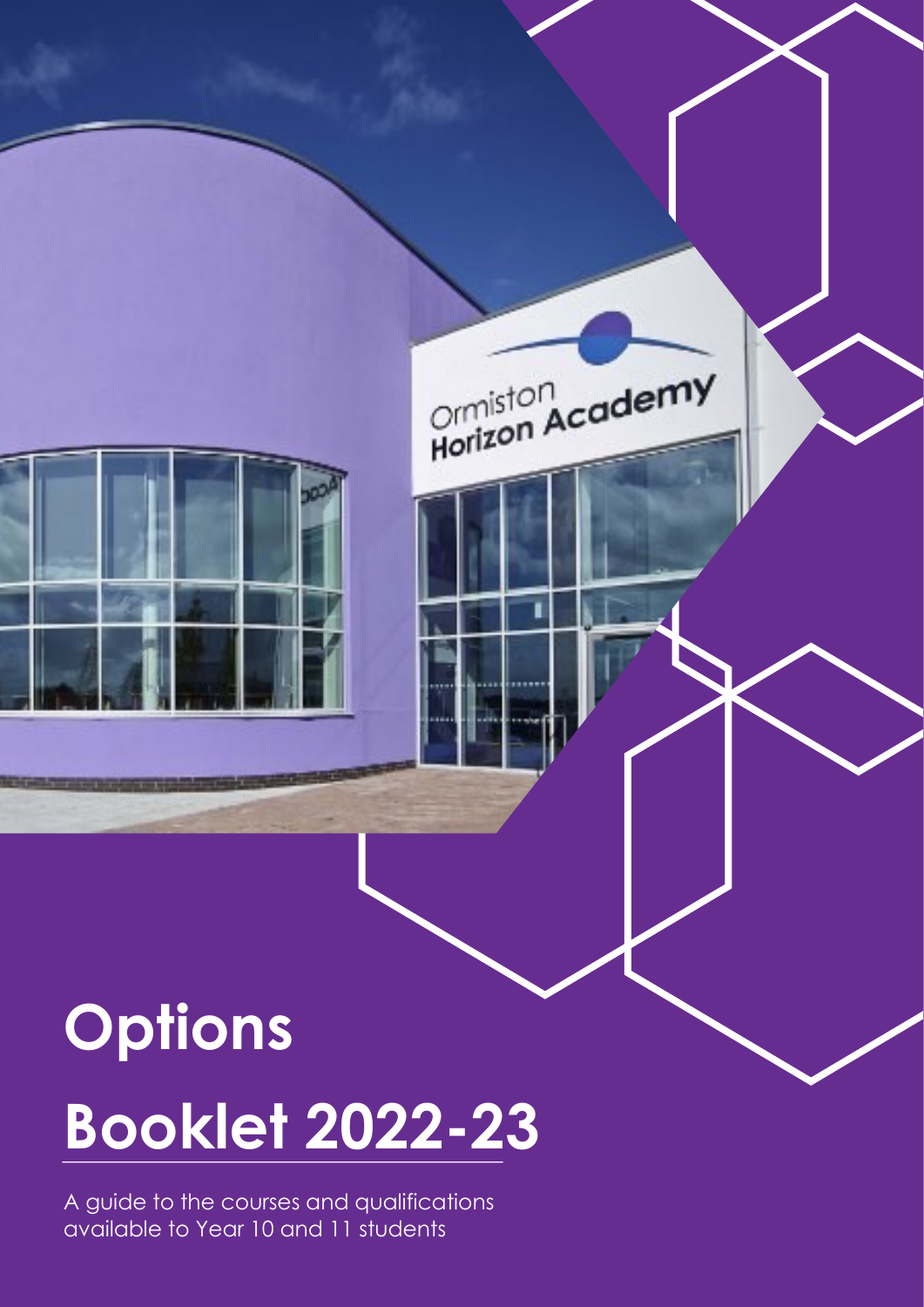# Options

# Booklet 2022-23

A guide to the courses and qualifications available to Year 10 and 11 students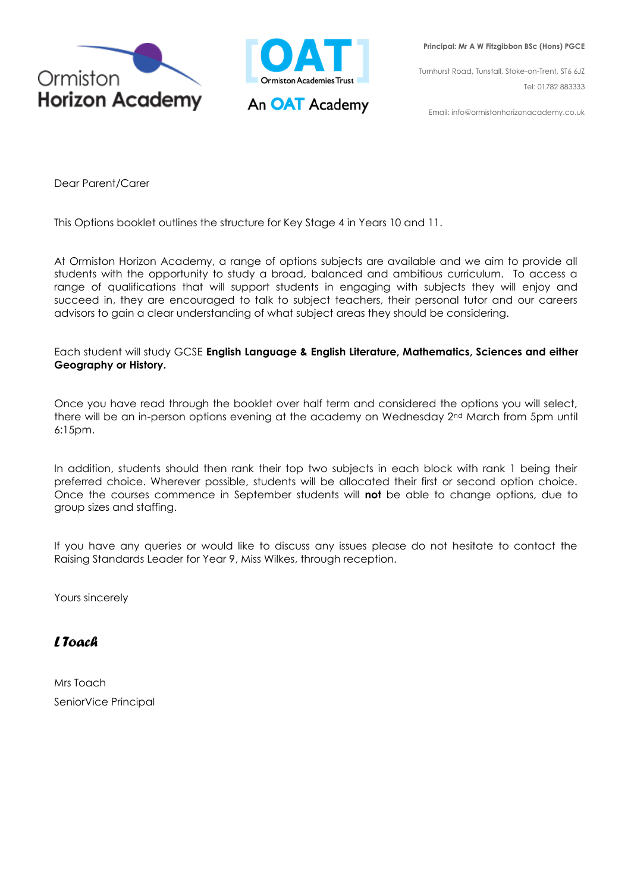Ormiston Horizon Academy

An OAT Academy

**Principal: Mr A W Fitzgibbon BSc (Hons) PGCE**

Turnhurst Road, Tunstall, Stoke-on-Trent, ST6 6JZ

Tel: 01782 883333

Email: info@ormistonhorizonacademy.co.uk

Dear Parent/Carer

This Options booklet outlines the structure for Key Stage 4 in Years 10 and 11.

At Ormiston Horizon Academy, a range of options subjects are available and we aim to provide all students with the opportunity to study a broad, balanced and ambitious curriculum. To access a range of qualifications that will support students in engaging with subjects they will enjoy and succeed in, they are encouraged to talk to subject teachers, their personal tutor and our careers advisors to gain a clear understanding of what subject areas they should be considering.

Each student will study GCSE **English Language & English Literature, Mathematics, Sciences and either Geography or History.**

Once you have read through the booklet over half term and considered the options you will select, there will be an in-person options evening at the academy on Wednesday 2nd March from 5pm until 6:15pm.

In addition, students should then rank their top two subjects in each block with rank 1 being their preferred choice. Wherever possible, students will be allocated their first or second option choice. Once the courses commence in September students will **not** be able to change options, due to group sizes and staffing.

If you have any queries or would like to discuss any issues please do not hesitate to contact the Raising Standards Leader for Year 9, Miss Wilkes, through reception.

Yours sincerely

*L Toach*

Mrs Toach

SeniorVice Principal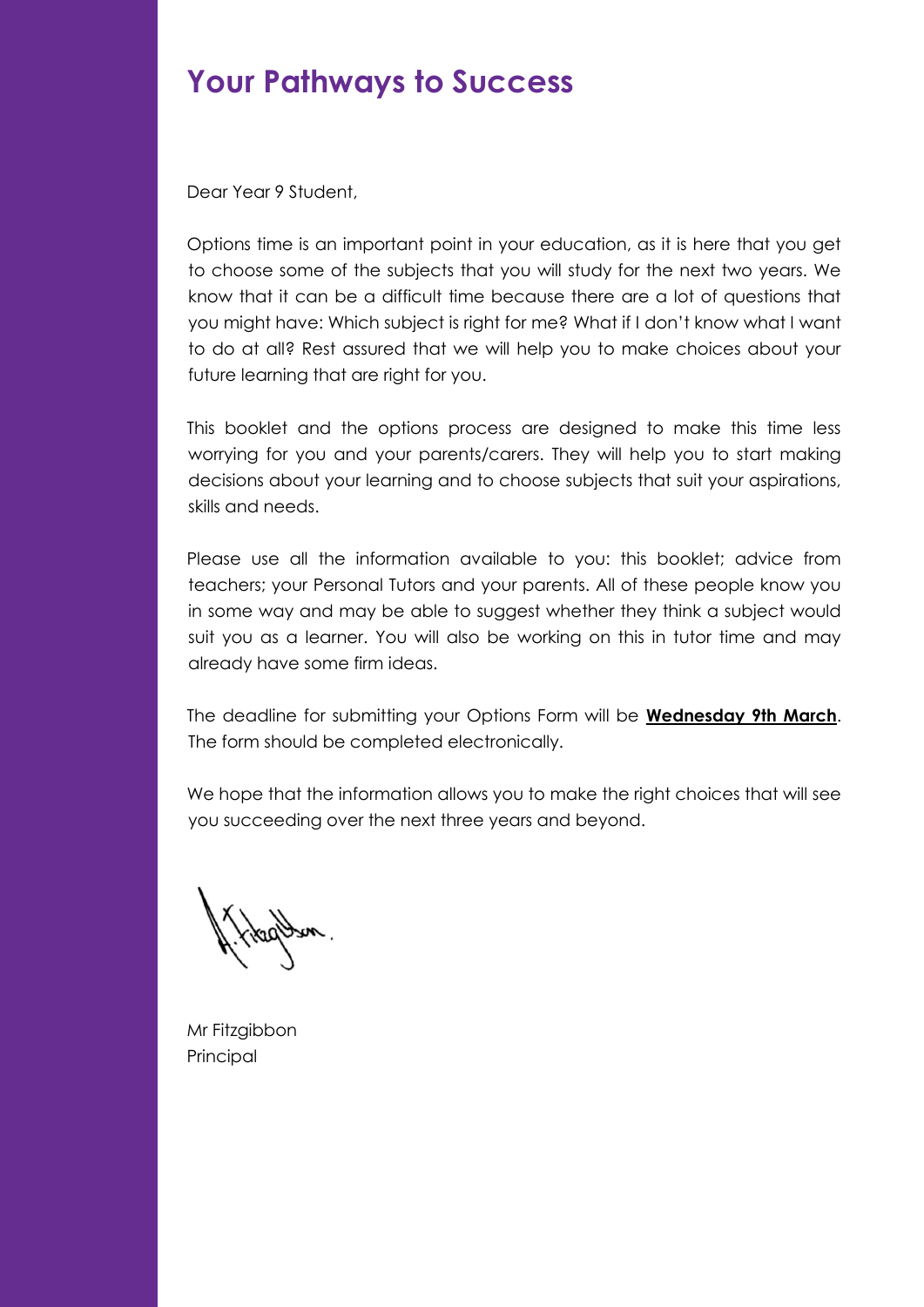# Your Pathways to Success

Dear Year 9 Student,

Options time is an important point in your education, as it is here that you get to choose some of the subjects that you will study for the next two years. We know that it can be a difficult time because there are a lot of questions that you might have: Which subject is right for me? What if I don't know what I want to do at all? Rest assured that we will help you to make choices about your future learning that are right for you.

This booklet and the options process are designed to make this time less worrying for you and your parents/carers. They will help you to start making decisions about your learning and to choose subjects that suit your aspirations, skills and needs.

Please use all the information available to you: this booklet; advice from teachers; your Personal Tutors and your parents. All of these people know you in some way and may be able to suggest whether they think a subject would suit you as a learner. You will also be working on this in tutor time and may already have some firm ideas.

The deadline for submitting your Options Form will be **Wednesday 9th March**. The form should be completed electronically.

We hope that the information allows you to make the right choices that will see you succeeding over the next three years and beyond.

Mr Fitzgibbon
Principal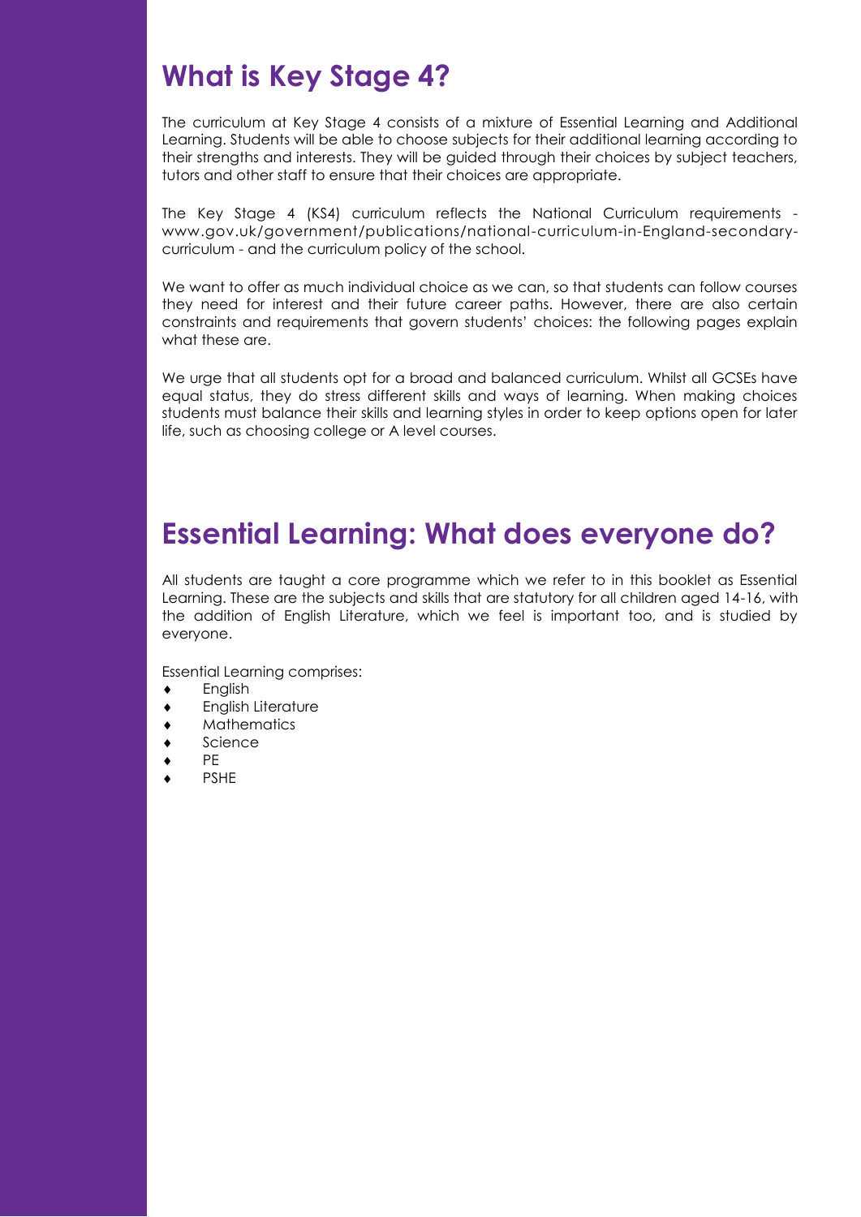## What is Key Stage 4?

The curriculum at Key Stage 4 consists of a mixture of Essential Learning and Additional Learning. Students will be able to choose subjects for their additional learning according to their strengths and interests. They will be guided through their choices by subject teachers, tutors and other staff to ensure that their choices are appropriate.

The Key Stage 4 (KS4) curriculum reflects the National Curriculum requirements - www.gov.uk/government/publications/national-curriculum-in-England-secondary-curriculum - and the curriculum policy of the school.

We want to offer as much individual choice as we can, so that students can follow courses they need for interest and their future career paths. However, there are also certain constraints and requirements that govern students' choices: the following pages explain what these are.

We urge that all students opt for a broad and balanced curriculum. Whilst all GCSEs have equal status, they do stress different skills and ways of learning. When making choices students must balance their skills and learning styles in order to keep options open for later life, such as choosing college or A level courses.

## Essential Learning: What does everyone do?

All students are taught a core programme which we refer to in this booklet as Essential Learning. These are the subjects and skills that are statutory for all children aged 14-16, with the addition of English Literature, which we feel is important too, and is studied by everyone.

Essential Learning comprises:

- English
- English Literature
- Mathematics
- Science
- PE
- PSHE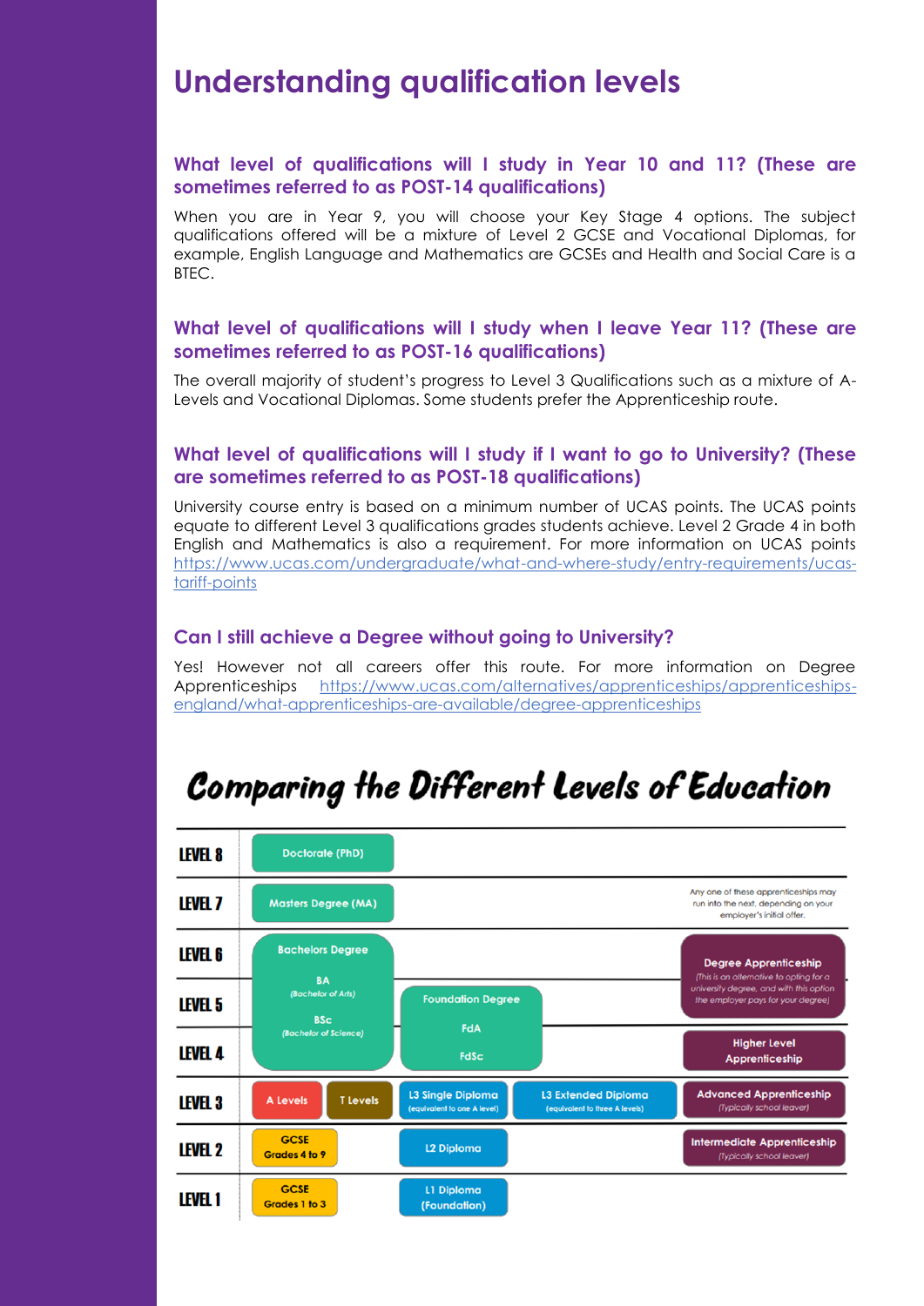# Understanding qualification levels

### What level of qualifications will I study in Year 10 and 11? (These are sometimes referred to as POST-14 qualifications)

When you are in Year 9, you will choose your Key Stage 4 options. The subject qualifications offered will be a mixture of Level 2 GCSE and Vocational Diplomas, for example, English Language and Mathematics are GCSEs and Health and Social Care is a BTEC.

### What level of qualifications will I study when I leave Year 11? (These are sometimes referred to as POST-16 qualifications)

The overall majority of student's progress to Level 3 Qualifications such as a mixture of A-Levels and Vocational Diplomas. Some students prefer the Apprenticeship route.

### What level of qualifications will I study if I want to go to University? (These are sometimes referred to as POST-18 qualifications)

University course entry is based on a minimum number of UCAS points. The UCAS points equate to different Level 3 qualifications grades students achieve. Level 2 Grade 4 in both English and Mathematics is also a requirement. For more information on UCAS points https://www.ucas.com/undergraduate/what-and-where-study/entry-requirements/ucas-tariff-points

### Can I still achieve a Degree without going to University?

Yes! However not all careers offer this route. For more information on Degree Apprenticeships https://www.ucas.com/alternatives/apprenticeships/apprenticeships-england/what-apprenticeships-are-available/degree-apprenticeships

## Comparing the Different Levels of Education

| Level | | | | | Apprenticeships |
|---|---|---|---|---|---|
| LEVEL 8 | Doctorate (PhD) | | | | |
| LEVEL 7 | Masters Degree (MA) | | | | Any one of these apprenticeships may run into the next, depending on your employer's initial offer. |
| LEVEL 6 | Bachelors Degree BA (Bachelor of Arts) BSc (Bachelor of Science) | | | | Degree Apprenticeship (This is an alternative to opting for a university degree, and with this option the employer pays for your degree) |
| LEVEL 5 | | | Foundation Degree FdA FdSc | | |
| LEVEL 4 | | | | | Higher Level Apprenticeship |
| LEVEL 3 | A Levels | T Levels | L3 Single Diploma (equivalent to one A level) | L3 Extended Diploma (equivalent to three A levels) | Advanced Apprenticeship (Typically school leaver) |
| LEVEL 2 | GCSE Grades 4 to 9 | | L2 Diploma | | Intermediate Apprenticeship (Typically school leaver) |
| LEVEL 1 | GCSE Grades 1 to 3 | | L1 Diploma (Foundation) | | |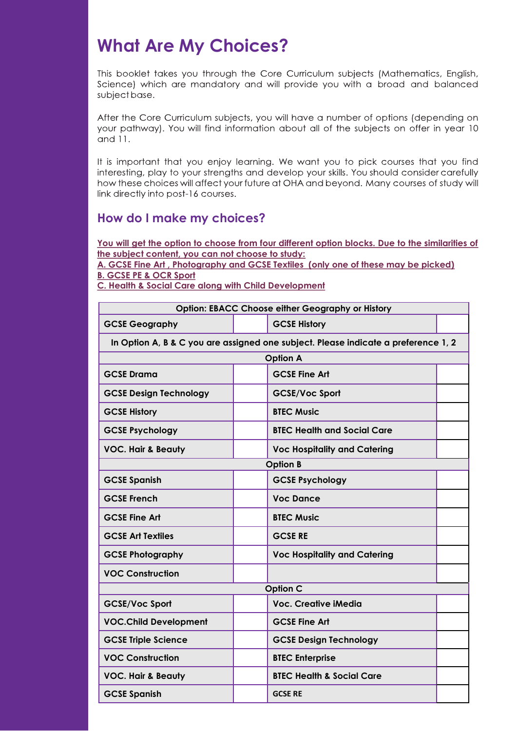# What Are My Choices?

This booklet takes you through the Core Curriculum subjects (Mathematics, English, Science) which are mandatory and will provide you with a broad and balanced subject base.

After the Core Curriculum subjects, you will have a number of options (depending on your pathway). You will find information about all of the subjects on offer in year 10 and 11.

It is important that you enjoy learning. We want you to pick courses that you find interesting, play to your strengths and develop your skills. You should consider carefully how these choices will affect your future at OHA and beyond. Many courses of study will link directly into post-16 courses.

## How do I make my choices?

**You will get the option to choose from four different option blocks. Due to the similarities of the subject content, you can not choose to study:**
**A. GCSE Fine Art , Photography and GCSE Textiles (only one of these may be picked)**
**B. GCSE PE & OCR Sport**
**C. Health & Social Care along with Child Development**

| Option: EBACC Choose either Geography or History | | | |
|---|---|---|---|
| GCSE Geography | | GCSE History | |
| In Option A, B & C you are assigned one subject. Please indicate a preference 1, 2 | | | |
| **Option A** | | | |
| GCSE Drama | | GCSE Fine Art | |
| GCSE Design Technology | | GCSE/Voc Sport | |
| GCSE History | | BTEC Music | |
| GCSE Psychology | | BTEC Health and Social Care | |
| VOC. Hair & Beauty | | Voc Hospitality and Catering | |
| **Option B** | | | |
| GCSE Spanish | | GCSE Psychology | |
| GCSE French | | Voc Dance | |
| GCSE Fine Art | | BTEC Music | |
| GCSE Art Textiles | | GCSE RE | |
| GCSE Photography | | Voc Hospitality and Catering | |
| VOC Construction | | | |
| **Option C** | | | |
| GCSE/Voc Sport | | Voc. Creative iMedia | |
| VOC.Child Development | | GCSE Fine Art | |
| GCSE Triple Science | | GCSE Design Technology | |
| VOC Construction | | BTEC Enterprise | |
| VOC. Hair & Beauty | | BTEC Health & Social Care | |
| GCSE Spanish | | GCSE RE | |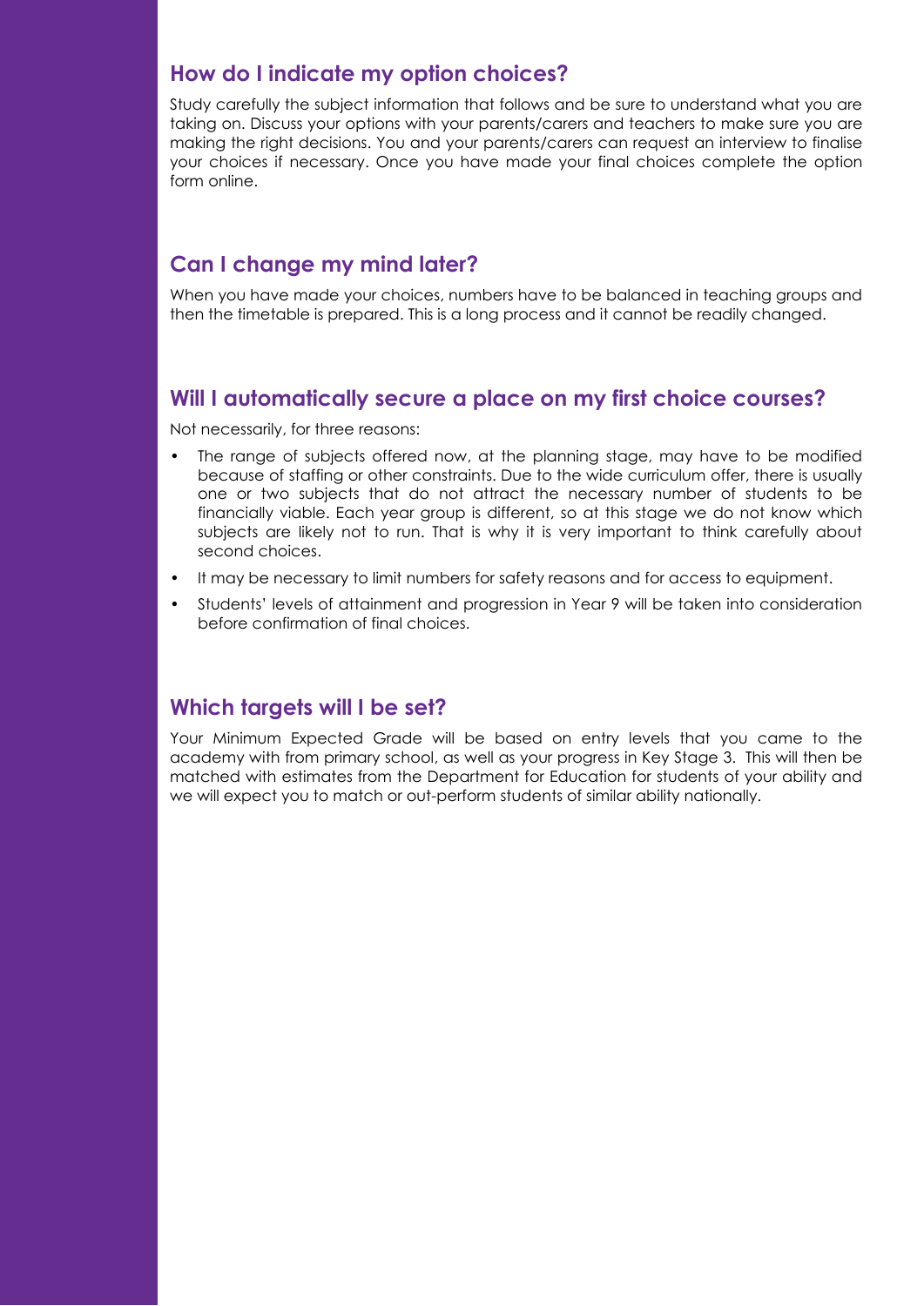## How do I indicate my option choices?

Study carefully the subject information that follows and be sure to understand what you are taking on. Discuss your options with your parents/carers and teachers to make sure you are making the right decisions. You and your parents/carers can request an interview to finalise your choices if necessary. Once you have made your final choices complete the option form online.

## Can I change my mind later?

When you have made your choices, numbers have to be balanced in teaching groups and then the timetable is prepared. This is a long process and it cannot be readily changed.

## Will I automatically secure a place on my first choice courses?

Not necessarily, for three reasons:

- The range of subjects offered now, at the planning stage, may have to be modified because of staffing or other constraints. Due to the wide curriculum offer, there is usually one or two subjects that do not attract the necessary number of students to be financially viable. Each year group is different, so at this stage we do not know which subjects are likely not to run. That is why it is very important to think carefully about second choices.
- It may be necessary to limit numbers for safety reasons and for access to equipment.
- Students' levels of attainment and progression in Year 9 will be taken into consideration before confirmation of final choices.

## Which targets will I be set?

Your Minimum Expected Grade will be based on entry levels that you came to the academy with from primary school, as well as your progress in Key Stage 3. This will then be matched with estimates from the Department for Education for students of your ability and we will expect you to match or out-perform students of similar ability nationally.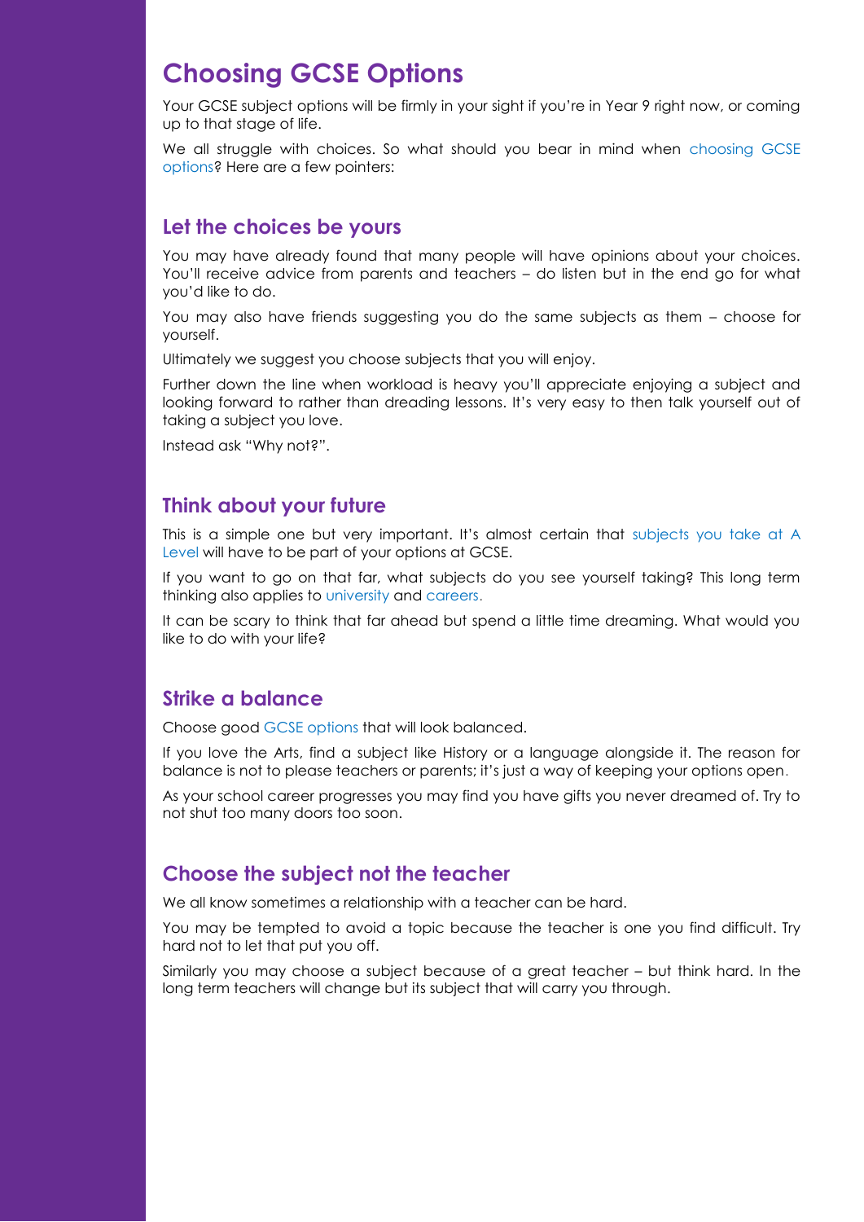# Choosing GCSE Options

Your GCSE subject options will be firmly in your sight if you're in Year 9 right now, or coming up to that stage of life.

We all struggle with choices. So what should you bear in mind when choosing GCSE options? Here are a few pointers:

## Let the choices be yours

You may have already found that many people will have opinions about your choices. You'll receive advice from parents and teachers – do listen but in the end go for what you'd like to do.

You may also have friends suggesting you do the same subjects as them – choose for yourself.

Ultimately we suggest you choose subjects that you will enjoy.

Further down the line when workload is heavy you'll appreciate enjoying a subject and looking forward to rather than dreading lessons. It's very easy to then talk yourself out of taking a subject you love.

Instead ask "Why not?".

## Think about your future

This is a simple one but very important. It's almost certain that subjects you take at A Level will have to be part of your options at GCSE.

If you want to go on that far, what subjects do you see yourself taking? This long term thinking also applies to university and careers.

It can be scary to think that far ahead but spend a little time dreaming. What would you like to do with your life?

## Strike a balance

Choose good GCSE options that will look balanced.

If you love the Arts, find a subject like History or a language alongside it. The reason for balance is not to please teachers or parents; it's just a way of keeping your options open.

As your school career progresses you may find you have gifts you never dreamed of. Try to not shut too many doors too soon.

## Choose the subject not the teacher

We all know sometimes a relationship with a teacher can be hard.

You may be tempted to avoid a topic because the teacher is one you find difficult. Try hard not to let that put you off.

Similarly you may choose a subject because of a great teacher – but think hard. In the long term teachers will change but its subject that will carry you through.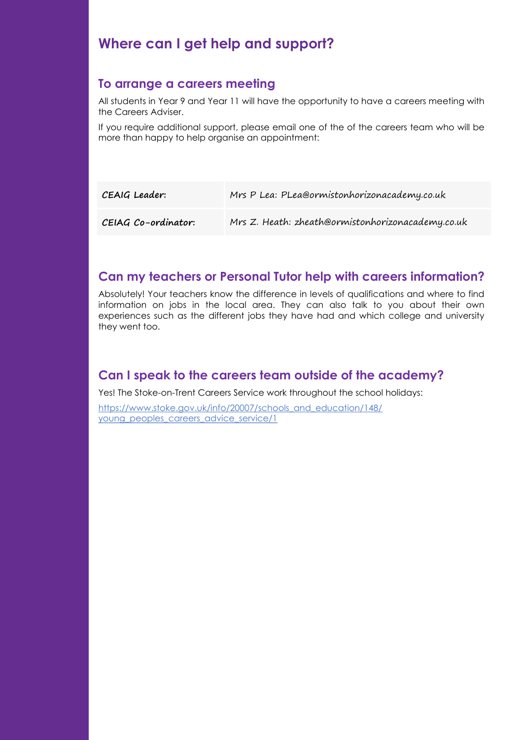# Where can I get help and support?

## To arrange a careers meeting

All students in Year 9 and Year 11 will have the opportunity to have a careers meeting with the Careers Adviser.

If you require additional support, please email one of the of the careers team who will be more than happy to help organise an appointment:

| | |
|---|---|
| **CEAIG Leader:** | Mrs P Lea: PLea@ormistonhorizonacademy.co.uk |
| **CEIAG Co-ordinator:** | Mrs Z. Heath: zheath@ormistonhorizonacademy.co.uk |

## Can my teachers or Personal Tutor help with careers information?

Absolutely! Your teachers know the difference in levels of qualifications and where to find information on jobs in the local area. They can also talk to you about their own experiences such as the different jobs they have had and which college and university they went too.

## Can I speak to the careers team outside of the academy?

Yes! The Stoke-on-Trent Careers Service work throughout the school holidays:

[https://www.stoke.gov.uk/info/20007/schools_and_education/148/young_peoples_careers_advice_service/1](https://www.stoke.gov.uk/info/20007/schools_and_education/148/young_peoples_careers_advice_service/1)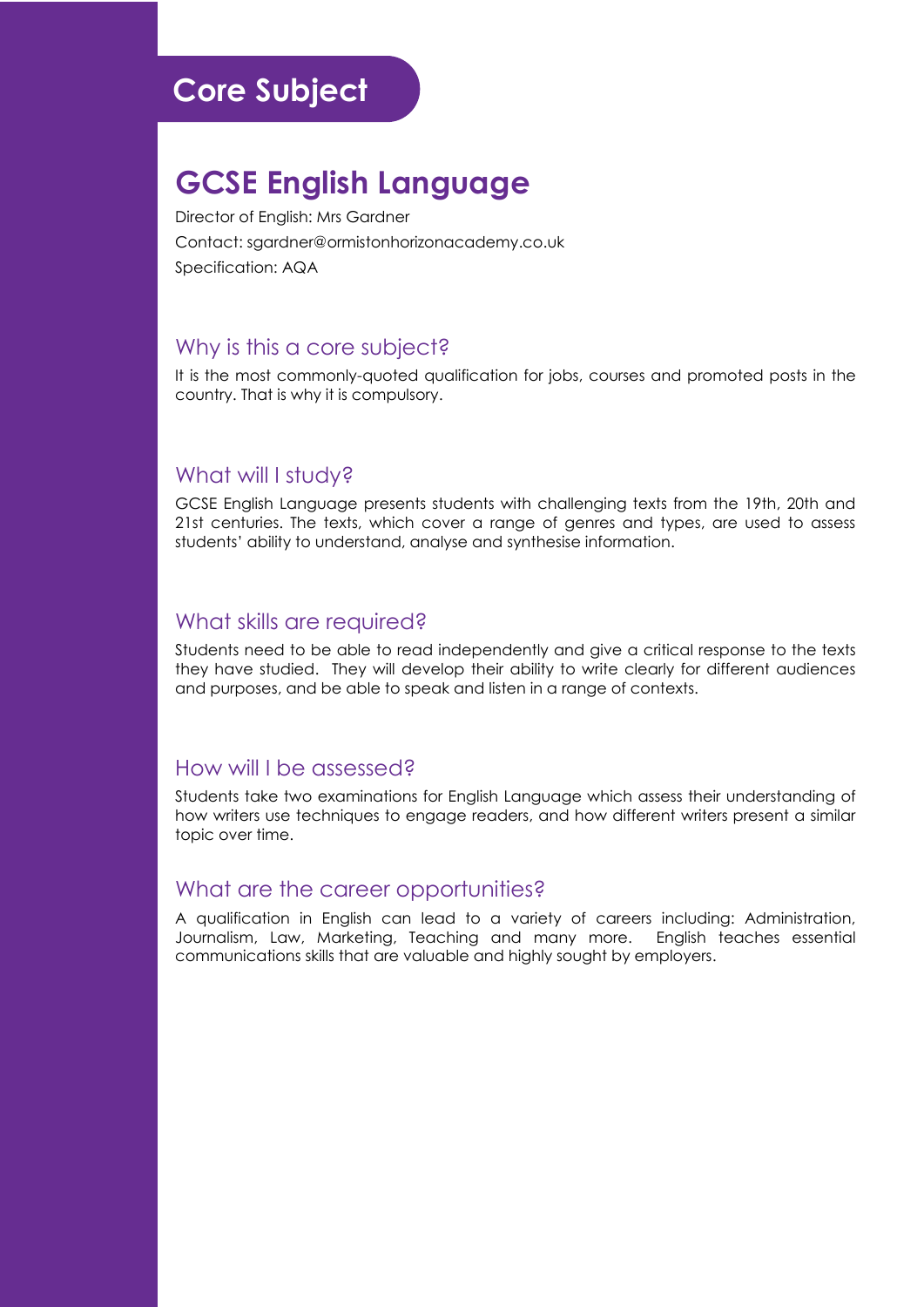## Core Subject

# GCSE English Language

Director of English: Mrs Gardner

Contact: sgardner@ormistonhorizonacademy.co.uk

Specification: AQA

### Why is this a core subject?

It is the most commonly-quoted qualification for jobs, courses and promoted posts in the country. That is why it is compulsory.

### What will I study?

GCSE English Language presents students with challenging texts from the 19th, 20th and 21st centuries. The texts, which cover a range of genres and types, are used to assess students' ability to understand, analyse and synthesise information.

### What skills are required?

Students need to be able to read independently and give a critical response to the texts they have studied. They will develop their ability to write clearly for different audiences and purposes, and be able to speak and listen in a range of contexts.

### How will I be assessed?

Students take two examinations for English Language which assess their understanding of how writers use techniques to engage readers, and how different writers present a similar topic over time.

### What are the career opportunities?

A qualification in English can lead to a variety of careers including: Administration, Journalism, Law, Marketing, Teaching and many more. English teaches essential communications skills that are valuable and highly sought by employers.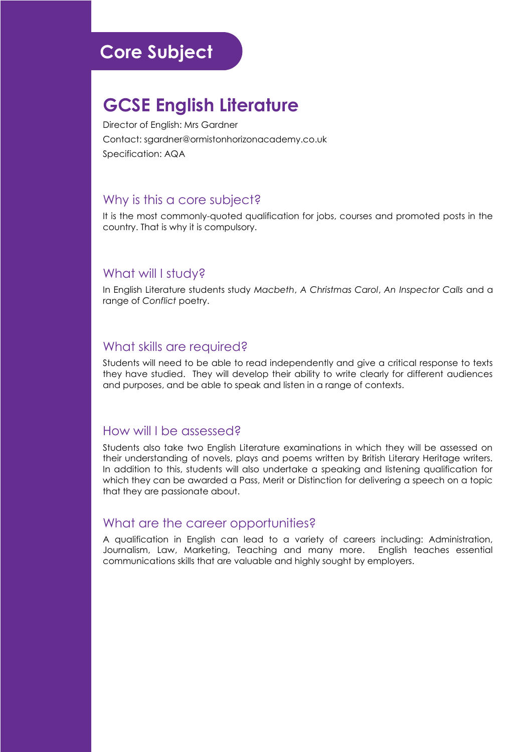## Core Subject

# GCSE English Literature

Director of English: Mrs Gardner

Contact: sgardner@ormistonhorizonacademy.co.uk

Specification: AQA

### Why is this a core subject?

It is the most commonly-quoted qualification for jobs, courses and promoted posts in the country. That is why it is compulsory.

### What will I study?

In English Literature students study *Macbeth*, *A Christmas Carol*, *An Inspector Calls* and a range of *Conflict* poetry.

### What skills are required?

Students will need to be able to read independently and give a critical response to texts they have studied. They will develop their ability to write clearly for different audiences and purposes, and be able to speak and listen in a range of contexts.

### How will I be assessed?

Students also take two English Literature examinations in which they will be assessed on their understanding of novels, plays and poems written by British Literary Heritage writers. In addition to this, students will also undertake a speaking and listening qualification for which they can be awarded a Pass, Merit or Distinction for delivering a speech on a topic that they are passionate about.

### What are the career opportunities?

A qualification in English can lead to a variety of careers including: Administration, Journalism, Law, Marketing, Teaching and many more. English teaches essential communications skills that are valuable and highly sought by employers.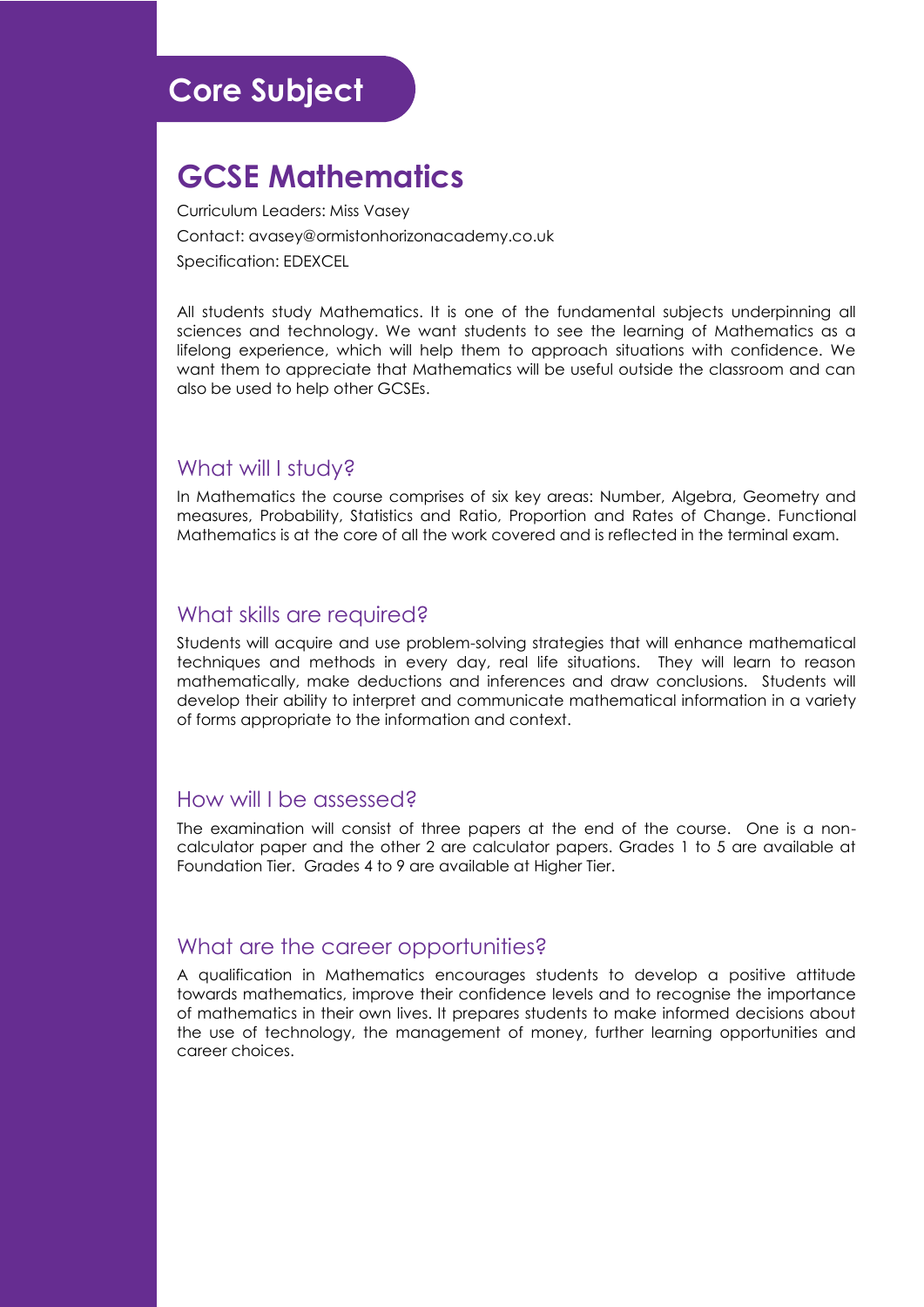## Core Subject

# GCSE Mathematics

Curriculum Leaders: Miss Vasey

Contact: avasey@ormistonhorizonacademy.co.uk

Specification: EDEXCEL

All students study Mathematics. It is one of the fundamental subjects underpinning all sciences and technology. We want students to see the learning of Mathematics as a lifelong experience, which will help them to approach situations with confidence. We want them to appreciate that Mathematics will be useful outside the classroom and can also be used to help other GCSEs.

### What will I study?

In Mathematics the course comprises of six key areas: Number, Algebra, Geometry and measures, Probability, Statistics and Ratio, Proportion and Rates of Change. Functional Mathematics is at the core of all the work covered and is reflected in the terminal exam.

### What skills are required?

Students will acquire and use problem-solving strategies that will enhance mathematical techniques and methods in every day, real life situations. They will learn to reason mathematically, make deductions and inferences and draw conclusions. Students will develop their ability to interpret and communicate mathematical information in a variety of forms appropriate to the information and context.

### How will I be assessed?

The examination will consist of three papers at the end of the course. One is a non-calculator paper and the other 2 are calculator papers. Grades 1 to 5 are available at Foundation Tier. Grades 4 to 9 are available at Higher Tier.

### What are the career opportunities?

A qualification in Mathematics encourages students to develop a positive attitude towards mathematics, improve their confidence levels and to recognise the importance of mathematics in their own lives. It prepares students to make informed decisions about the use of technology, the management of money, further learning opportunities and career choices.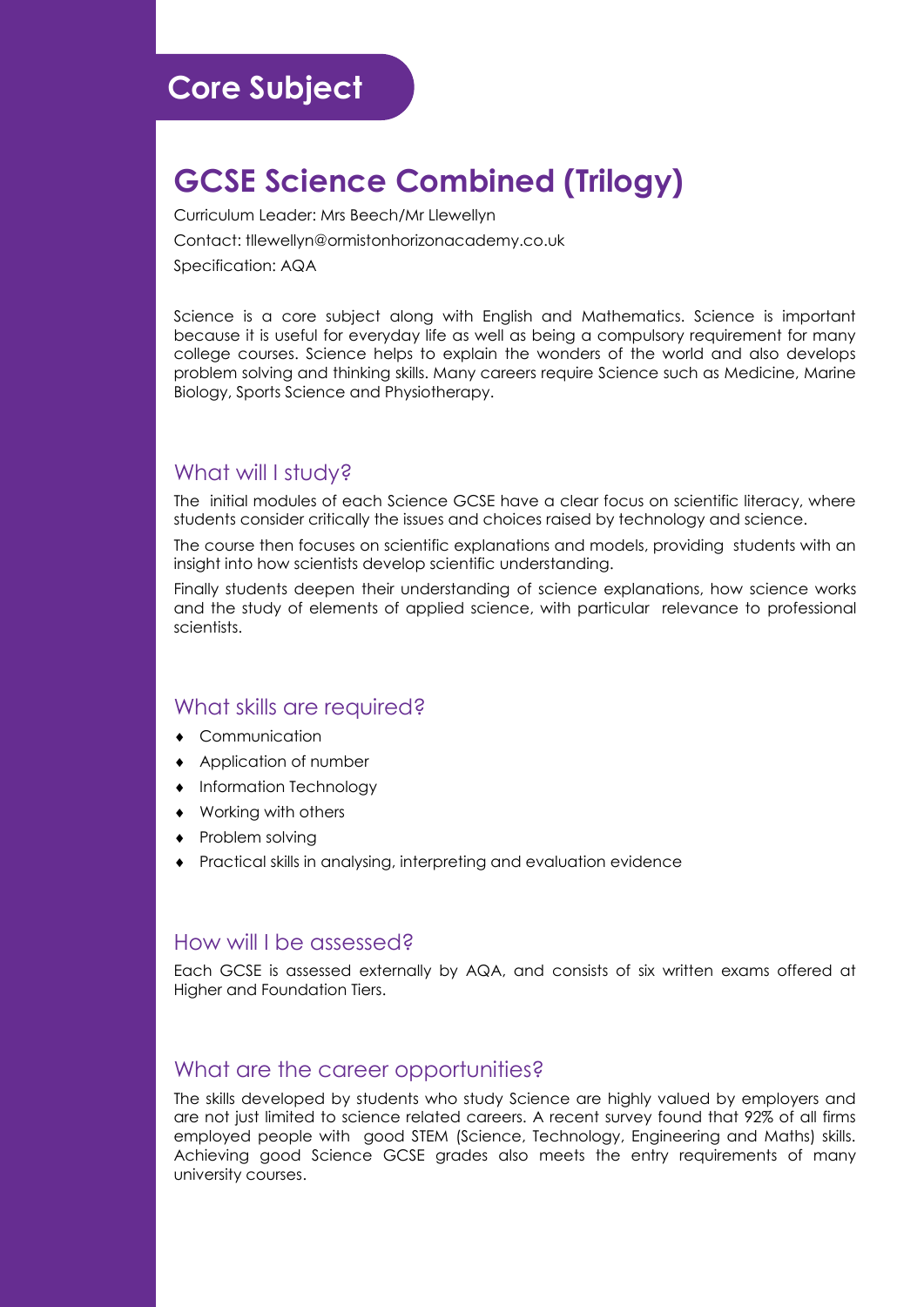## Core Subject

# GCSE Science Combined (Trilogy)

Curriculum Leader: Mrs Beech/Mr Llewellyn

Contact: tllewellyn@ormistonhorizonacademy.co.uk

Specification: AQA

Science is a core subject along with English and Mathematics. Science is important because it is useful for everyday life as well as being a compulsory requirement for many college courses. Science helps to explain the wonders of the world and also develops problem solving and thinking skills. Many careers require Science such as Medicine, Marine Biology, Sports Science and Physiotherapy.

### What will I study?

The initial modules of each Science GCSE have a clear focus on scientific literacy, where students consider critically the issues and choices raised by technology and science.

The course then focuses on scientific explanations and models, providing students with an insight into how scientists develop scientific understanding.

Finally students deepen their understanding of science explanations, how science works and the study of elements of applied science, with particular relevance to professional scientists.

### What skills are required?

- Communication
- Application of number
- Information Technology
- Working with others
- Problem solving
- Practical skills in analysing, interpreting and evaluation evidence

### How will I be assessed?

Each GCSE is assessed externally by AQA, and consists of six written exams offered at Higher and Foundation Tiers.

### What are the career opportunities?

The skills developed by students who study Science are highly valued by employers and are not just limited to science related careers. A recent survey found that 92% of all firms employed people with good STEM (Science, Technology, Engineering and Maths) skills. Achieving good Science GCSE grades also meets the entry requirements of many university courses.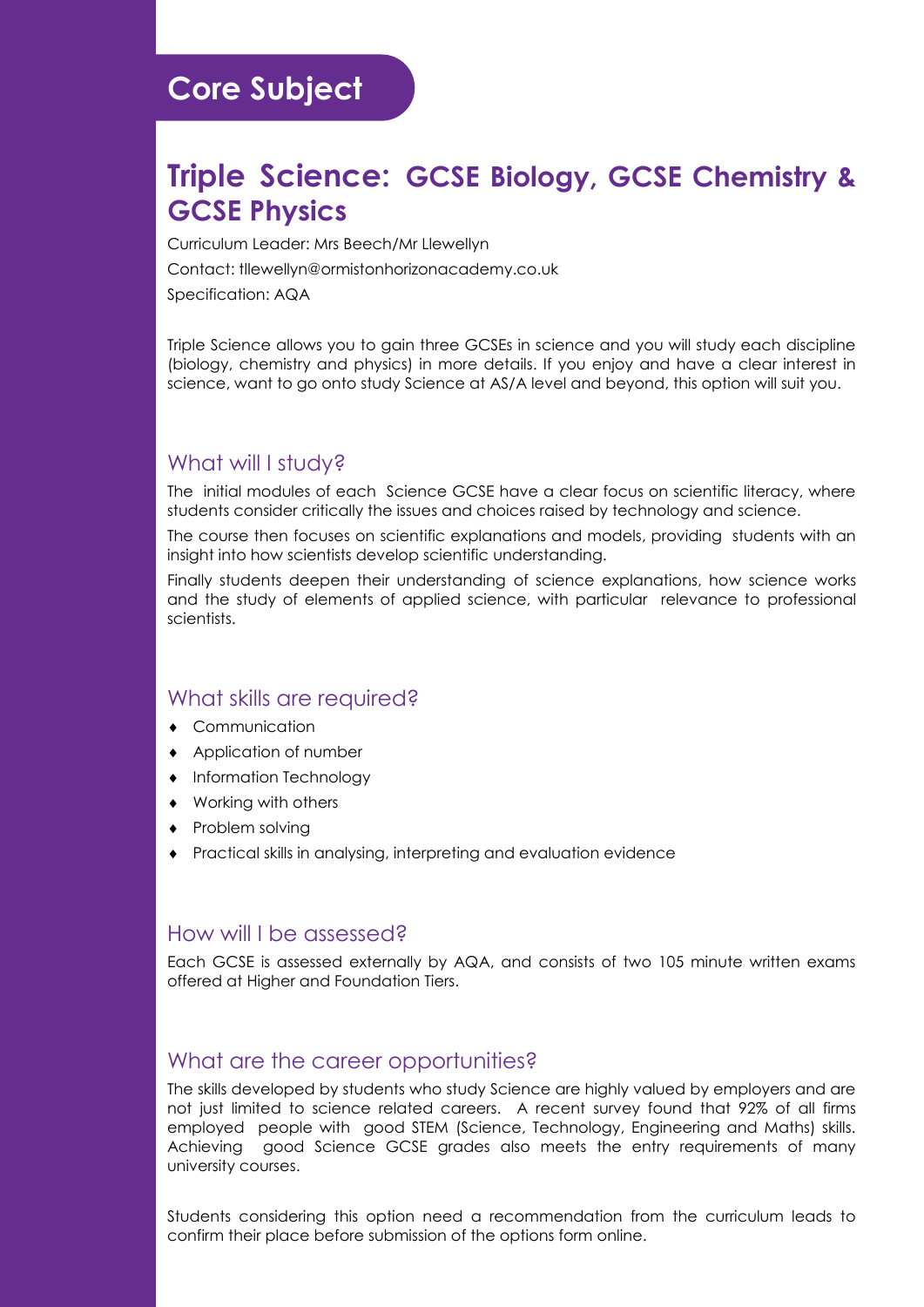## Core Subject

# Triple Science: GCSE Biology, GCSE Chemistry & GCSE Physics

Curriculum Leader: Mrs Beech/Mr Llewellyn

Contact: tllewellyn@ormistonhorizonacademy.co.uk

Specification: AQA

Triple Science allows you to gain three GCSEs in science and you will study each discipline (biology, chemistry and physics) in more details. If you enjoy and have a clear interest in science, want to go onto study Science at AS/A level and beyond, this option will suit you.

## What will I study?

The initial modules of each Science GCSE have a clear focus on scientific literacy, where students consider critically the issues and choices raised by technology and science.

The course then focuses on scientific explanations and models, providing students with an insight into how scientists develop scientific understanding.

Finally students deepen their understanding of science explanations, how science works and the study of elements of applied science, with particular relevance to professional scientists.

## What skills are required?

- Communication
- Application of number
- Information Technology
- Working with others
- Problem solving
- Practical skills in analysing, interpreting and evaluation evidence

## How will I be assessed?

Each GCSE is assessed externally by AQA, and consists of two 105 minute written exams offered at Higher and Foundation Tiers.

## What are the career opportunities?

The skills developed by students who study Science are highly valued by employers and are not just limited to science related careers. A recent survey found that 92% of all firms employed people with good STEM (Science, Technology, Engineering and Maths) skills. Achieving good Science GCSE grades also meets the entry requirements of many university courses.

Students considering this option need a recommendation from the curriculum leads to confirm their place before submission of the options form online.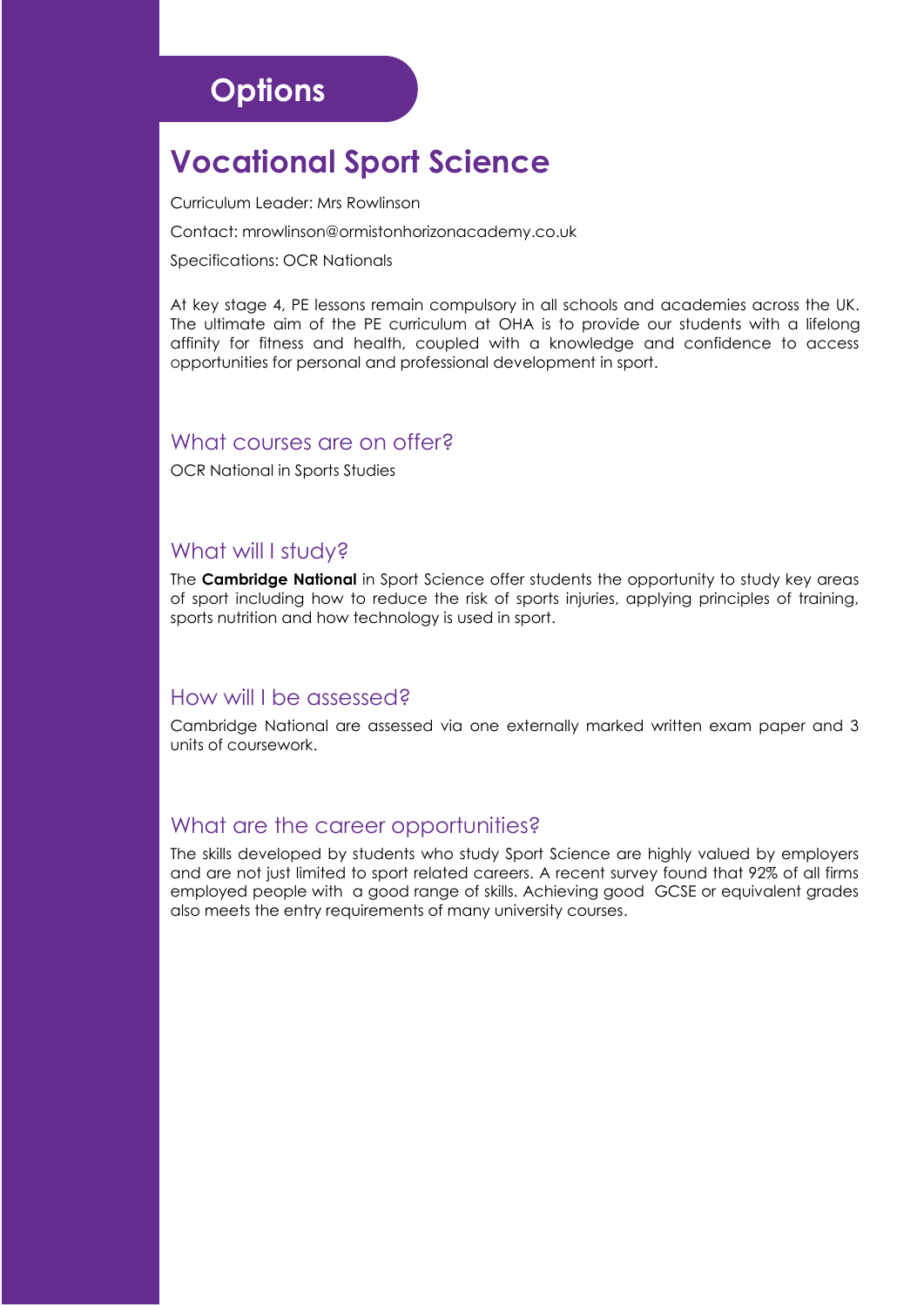# Options

## Vocational Sport Science

Curriculum Leader: Mrs Rowlinson

Contact: mrowlinson@ormistonhorizonacademy.co.uk

Specifications: OCR Nationals

At key stage 4, PE lessons remain compulsory in all schools and academies across the UK. The ultimate aim of the PE curriculum at OHA is to provide our students with a lifelong affinity for fitness and health, coupled with a knowledge and confidence to access opportunities for personal and professional development in sport.

### What courses are on offer?

OCR National in Sports Studies

### What will I study?

The **Cambridge National** in Sport Science offer students the opportunity to study key areas of sport including how to reduce the risk of sports injuries, applying principles of training, sports nutrition and how technology is used in sport.

### How will I be assessed?

Cambridge National are assessed via one externally marked written exam paper and 3 units of coursework.

### What are the career opportunities?

The skills developed by students who study Sport Science are highly valued by employers and are not just limited to sport related careers. A recent survey found that 92% of all firms employed people with a good range of skills. Achieving good GCSE or equivalent grades also meets the entry requirements of many university courses.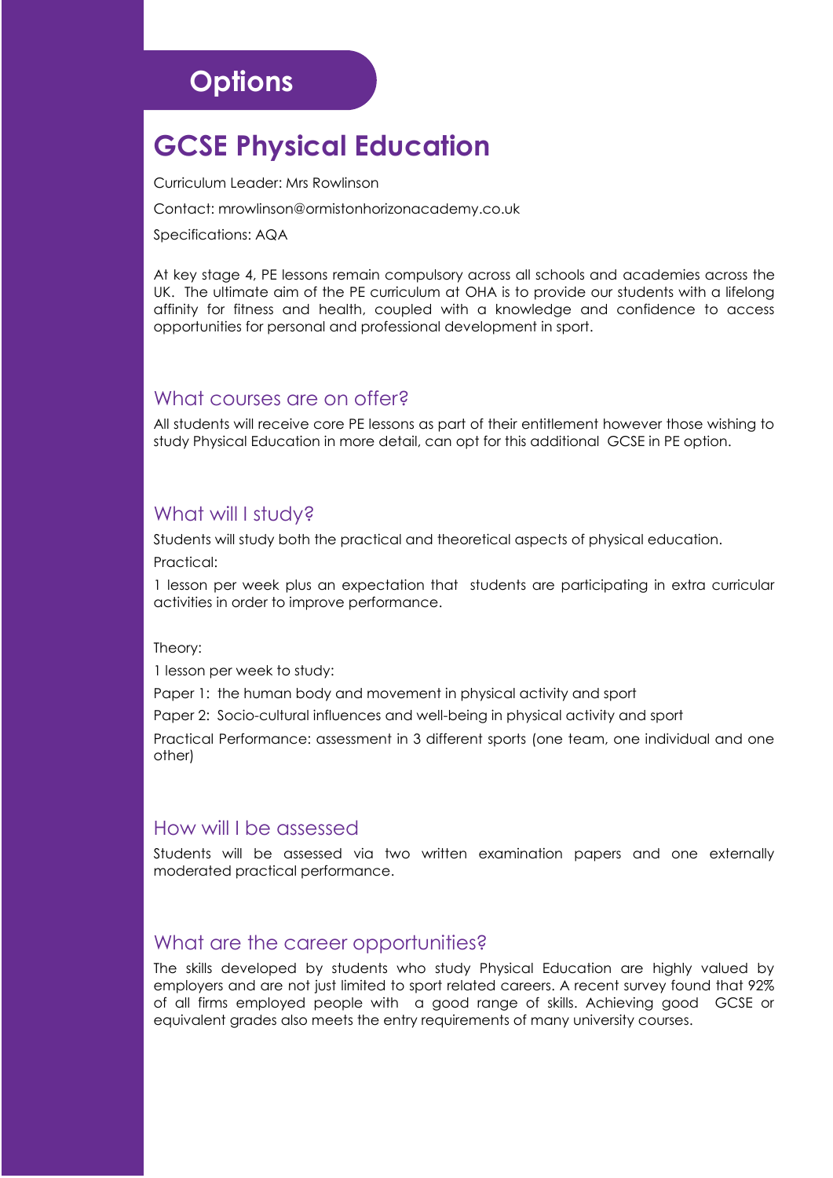# Options

## GCSE Physical Education

Curriculum Leader: Mrs Rowlinson

Contact: mrowlinson@ormistonhorizonacademy.co.uk

Specifications: AQA

At key stage 4, PE lessons remain compulsory across all schools and academies across the UK. The ultimate aim of the PE curriculum at OHA is to provide our students with a lifelong affinity for fitness and health, coupled with a knowledge and confidence to access opportunities for personal and professional development in sport.

### What courses are on offer?

All students will receive core PE lessons as part of their entitlement however those wishing to study Physical Education in more detail, can opt for this additional GCSE in PE option.

### What will I study?

Students will study both the practical and theoretical aspects of physical education.

Practical:

1 lesson per week plus an expectation that students are participating in extra curricular activities in order to improve performance.

Theory:

1 lesson per week to study:

Paper 1: the human body and movement in physical activity and sport

Paper 2: Socio-cultural influences and well-being in physical activity and sport

Practical Performance: assessment in 3 different sports (one team, one individual and one other)

### How will I be assessed

Students will be assessed via two written examination papers and one externally moderated practical performance.

### What are the career opportunities?

The skills developed by students who study Physical Education are highly valued by employers and are not just limited to sport related careers. A recent survey found that 92% of all firms employed people with a good range of skills. Achieving good GCSE or equivalent grades also meets the entry requirements of many university courses.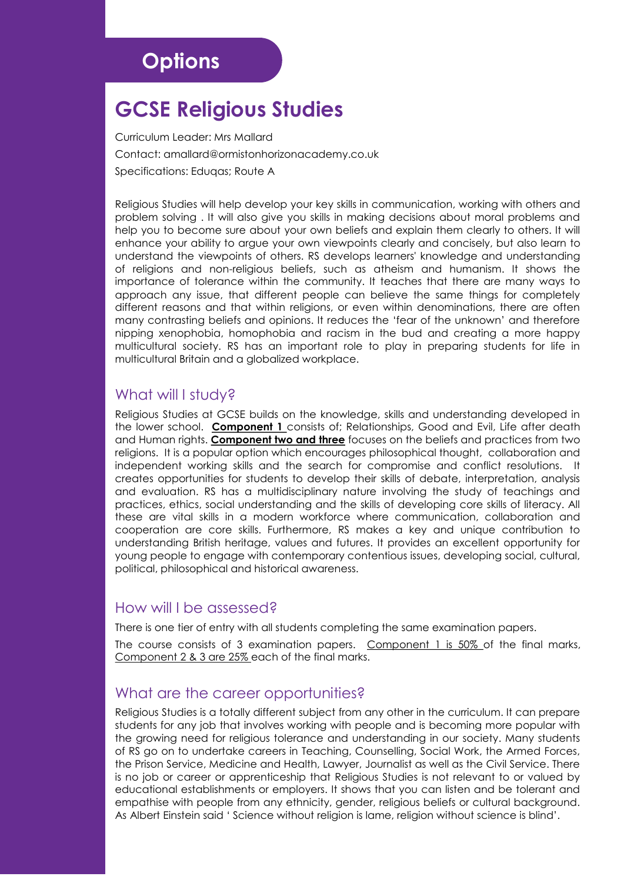# Options

## GCSE Religious Studies

Curriculum Leader: Mrs Mallard

Contact: amallard@ormistonhorizonacademy.co.uk

Specifications: Eduqas; Route A

Religious Studies will help develop your key skills in communication, working with others and problem solving . It will also give you skills in making decisions about moral problems and help you to become sure about your own beliefs and explain them clearly to others. It will enhance your ability to argue your own viewpoints clearly and concisely, but also learn to understand the viewpoints of others. RS develops learners' knowledge and understanding of religions and non-religious beliefs, such as atheism and humanism. It shows the importance of tolerance within the community. It teaches that there are many ways to approach any issue, that different people can believe the same things for completely different reasons and that within religions, or even within denominations, there are often many contrasting beliefs and opinions. It reduces the 'fear of the unknown' and therefore nipping xenophobia, homophobia and racism in the bud and creating a more happy multicultural society. RS has an important role to play in preparing students for life in multicultural Britain and a globalized workplace.

### What will I study?

Religious Studies at GCSE builds on the knowledge, skills and understanding developed in the lower school. **Component 1** consists of; Relationships, Good and Evil, Life after death and Human rights. **Component two and three** focuses on the beliefs and practices from two religions. It is a popular option which encourages philosophical thought, collaboration and independent working skills and the search for compromise and conflict resolutions. It creates opportunities for students to develop their skills of debate, interpretation, analysis and evaluation. RS has a multidisciplinary nature involving the study of teachings and practices, ethics, social understanding and the skills of developing core skills of literacy. All these are vital skills in a modern workforce where communication, collaboration and cooperation are core skills. Furthermore, RS makes a key and unique contribution to understanding British heritage, values and futures. It provides an excellent opportunity for young people to engage with contemporary contentious issues, developing social, cultural, political, philosophical and historical awareness.

### How will I be assessed?

There is one tier of entry with all students completing the same examination papers.

The course consists of 3 examination papers. Component 1 is 50% of the final marks, Component 2 & 3 are 25% each of the final marks.

### What are the career opportunities?

Religious Studies is a totally different subject from any other in the curriculum. It can prepare students for any job that involves working with people and is becoming more popular with the growing need for religious tolerance and understanding in our society. Many students of RS go on to undertake careers in Teaching, Counselling, Social Work, the Armed Forces, the Prison Service, Medicine and Health, Lawyer, Journalist as well as the Civil Service. There is no job or career or apprenticeship that Religious Studies is not relevant to or valued by educational establishments or employers. It shows that you can listen and be tolerant and empathise with people from any ethnicity, gender, religious beliefs or cultural background. As Albert Einstein said ' Science without religion is lame, religion without science is blind'.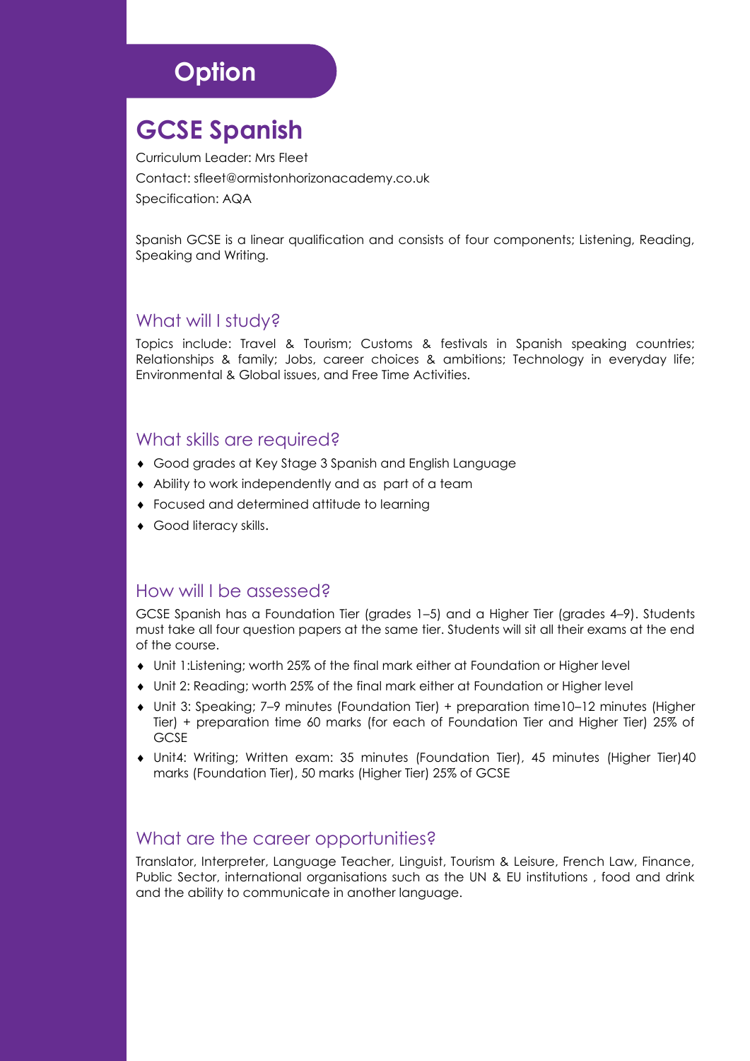## Option

# GCSE Spanish

Curriculum Leader: Mrs Fleet

Contact: sfleet@ormistonhorizonacademy.co.uk

Specification: AQA

Spanish GCSE is a linear qualification and consists of four components; Listening, Reading, Speaking and Writing.

### What will I study?

Topics include: Travel & Tourism; Customs & festivals in Spanish speaking countries; Relationships & family; Jobs, career choices & ambitions; Technology in everyday life; Environmental & Global issues, and Free Time Activities.

### What skills are required?

- Good grades at Key Stage 3 Spanish and English Language
- Ability to work independently and as part of a team
- Focused and determined attitude to learning
- Good literacy skills.

### How will I be assessed?

GCSE Spanish has a Foundation Tier (grades 1–5) and a Higher Tier (grades 4–9). Students must take all four question papers at the same tier. Students will sit all their exams at the end of the course.

- Unit 1:Listening; worth 25% of the final mark either at Foundation or Higher level
- Unit 2: Reading; worth 25% of the final mark either at Foundation or Higher level
- Unit 3: Speaking; 7–9 minutes (Foundation Tier) + preparation time10–12 minutes (Higher Tier) + preparation time 60 marks (for each of Foundation Tier and Higher Tier) 25% of GCSE
- Unit4: Writing; Written exam: 35 minutes (Foundation Tier), 45 minutes (Higher Tier)40 marks (Foundation Tier), 50 marks (Higher Tier) 25% of GCSE

### What are the career opportunities?

Translator, Interpreter, Language Teacher, Linguist, Tourism & Leisure, French Law, Finance, Public Sector, international organisations such as the UN & EU institutions , food and drink and the ability to communicate in another language.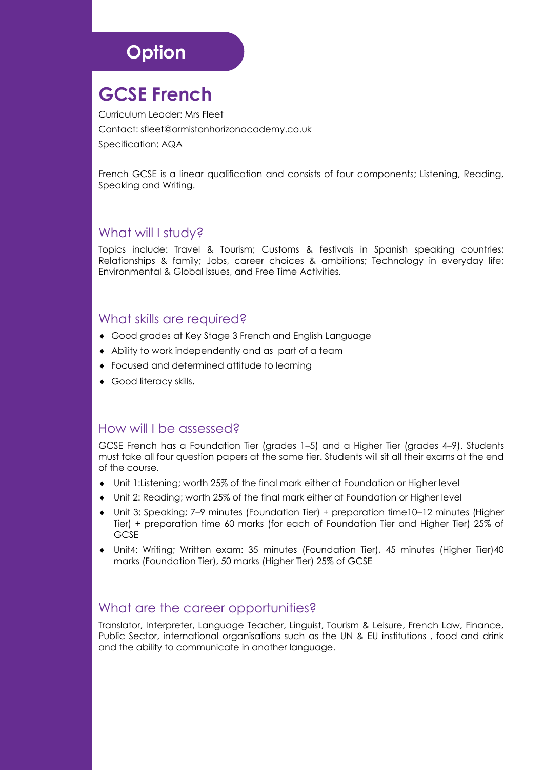## Option

# GCSE French

Curriculum Leader: Mrs Fleet

Contact: sfleet@ormistonhorizonacademy.co.uk

Specification: AQA

French GCSE is a linear qualification and consists of four components; Listening, Reading, Speaking and Writing.

### What will I study?

Topics include: Travel & Tourism; Customs & festivals in Spanish speaking countries; Relationships & family; Jobs, career choices & ambitions; Technology in everyday life; Environmental & Global issues, and Free Time Activities.

### What skills are required?

- Good grades at Key Stage 3 French and English Language
- Ability to work independently and as part of a team
- Focused and determined attitude to learning
- Good literacy skills.

### How will I be assessed?

GCSE French has a Foundation Tier (grades 1–5) and a Higher Tier (grades 4–9). Students must take all four question papers at the same tier. Students will sit all their exams at the end of the course.

- Unit 1:Listening; worth 25% of the final mark either at Foundation or Higher level
- Unit 2: Reading; worth 25% of the final mark either at Foundation or Higher level
- Unit 3: Speaking; 7–9 minutes (Foundation Tier) + preparation time10–12 minutes (Higher Tier) + preparation time 60 marks (for each of Foundation Tier and Higher Tier) 25% of GCSE
- Unit4: Writing; Written exam: 35 minutes (Foundation Tier), 45 minutes (Higher Tier)40 marks (Foundation Tier), 50 marks (Higher Tier) 25% of GCSE

### What are the career opportunities?

Translator, Interpreter, Language Teacher, Linguist, Tourism & Leisure, French Law, Finance, Public Sector, international organisations such as the UN & EU institutions , food and drink and the ability to communicate in another language.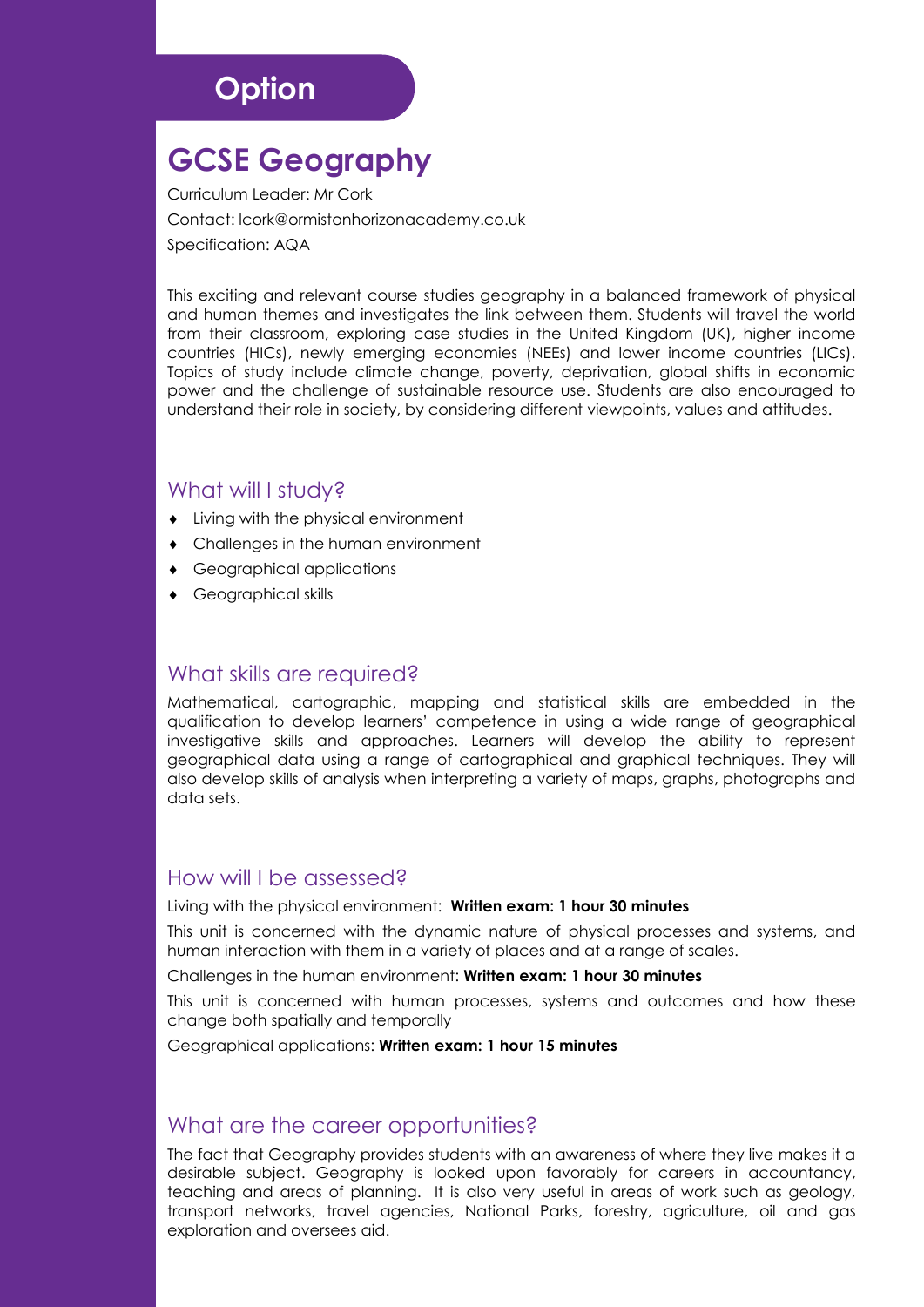## Option

# GCSE Geography

Curriculum Leader: Mr Cork

Contact: lcork@ormistonhorizonacademy.co.uk

Specification: AQA

This exciting and relevant course studies geography in a balanced framework of physical and human themes and investigates the link between them. Students will travel the world from their classroom, exploring case studies in the United Kingdom (UK), higher income countries (HICs), newly emerging economies (NEEs) and lower income countries (LICs). Topics of study include climate change, poverty, deprivation, global shifts in economic power and the challenge of sustainable resource use. Students are also encouraged to understand their role in society, by considering different viewpoints, values and attitudes.

### What will I study?

- Living with the physical environment
- Challenges in the human environment
- Geographical applications
- Geographical skills

### What skills are required?

Mathematical, cartographic, mapping and statistical skills are embedded in the qualification to develop learners' competence in using a wide range of geographical investigative skills and approaches. Learners will develop the ability to represent geographical data using a range of cartographical and graphical techniques. They will also develop skills of analysis when interpreting a variety of maps, graphs, photographs and data sets.

### How will I be assessed?

Living with the physical environment: **Written exam: 1 hour 30 minutes**

This unit is concerned with the dynamic nature of physical processes and systems, and human interaction with them in a variety of places and at a range of scales.

Challenges in the human environment: **Written exam: 1 hour 30 minutes**

This unit is concerned with human processes, systems and outcomes and how these change both spatially and temporally

Geographical applications: **Written exam: 1 hour 15 minutes**

### What are the career opportunities?

The fact that Geography provides students with an awareness of where they live makes it a desirable subject. Geography is looked upon favorably for careers in accountancy, teaching and areas of planning. It is also very useful in areas of work such as geology, transport networks, travel agencies, National Parks, forestry, agriculture, oil and gas exploration and oversees aid.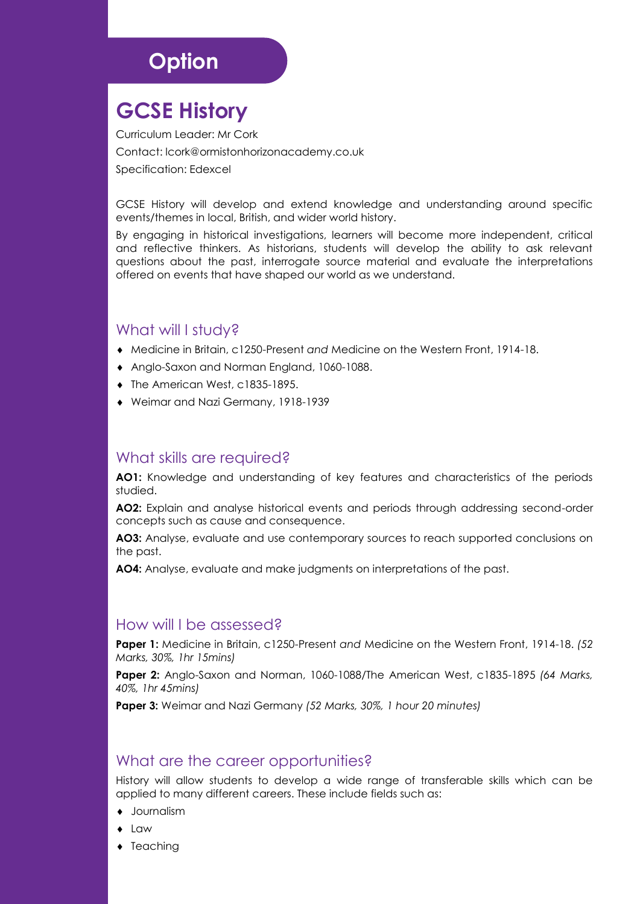# Option

## GCSE History

Curriculum Leader: Mr Cork

Contact: lcork@ormistonhorizonacademy.co.uk

Specification: Edexcel

GCSE History will develop and extend knowledge and understanding around specific events/themes in local, British, and wider world history.

By engaging in historical investigations, learners will become more independent, critical and reflective thinkers. As historians, students will develop the ability to ask relevant questions about the past, interrogate source material and evaluate the interpretations offered on events that have shaped our world as we understand.

### What will I study?

- Medicine in Britain, c1250-Present *and* Medicine on the Western Front, 1914-18.
- Anglo-Saxon and Norman England, 1060-1088.
- The American West, c1835-1895.
- Weimar and Nazi Germany, 1918-1939

### What skills are required?

**AO1:** Knowledge and understanding of key features and characteristics of the periods studied.

**AO2:** Explain and analyse historical events and periods through addressing second-order concepts such as cause and consequence.

**AO3:** Analyse, evaluate and use contemporary sources to reach supported conclusions on the past.

**AO4:** Analyse, evaluate and make judgments on interpretations of the past.

### How will I be assessed?

**Paper 1:** Medicine in Britain, c1250-Present *and* Medicine on the Western Front, 1914-18. *(52 Marks, 30%, 1hr 15mins)*

**Paper 2:** Anglo-Saxon and Norman, 1060-1088/The American West, c1835-1895 *(64 Marks, 40%, 1hr 45mins)*

**Paper 3:** Weimar and Nazi Germany *(52 Marks, 30%, 1 hour 20 minutes)*

### What are the career opportunities?

History will allow students to develop a wide range of transferable skills which can be applied to many different careers. These include fields such as:

- Journalism
- Law
- Teaching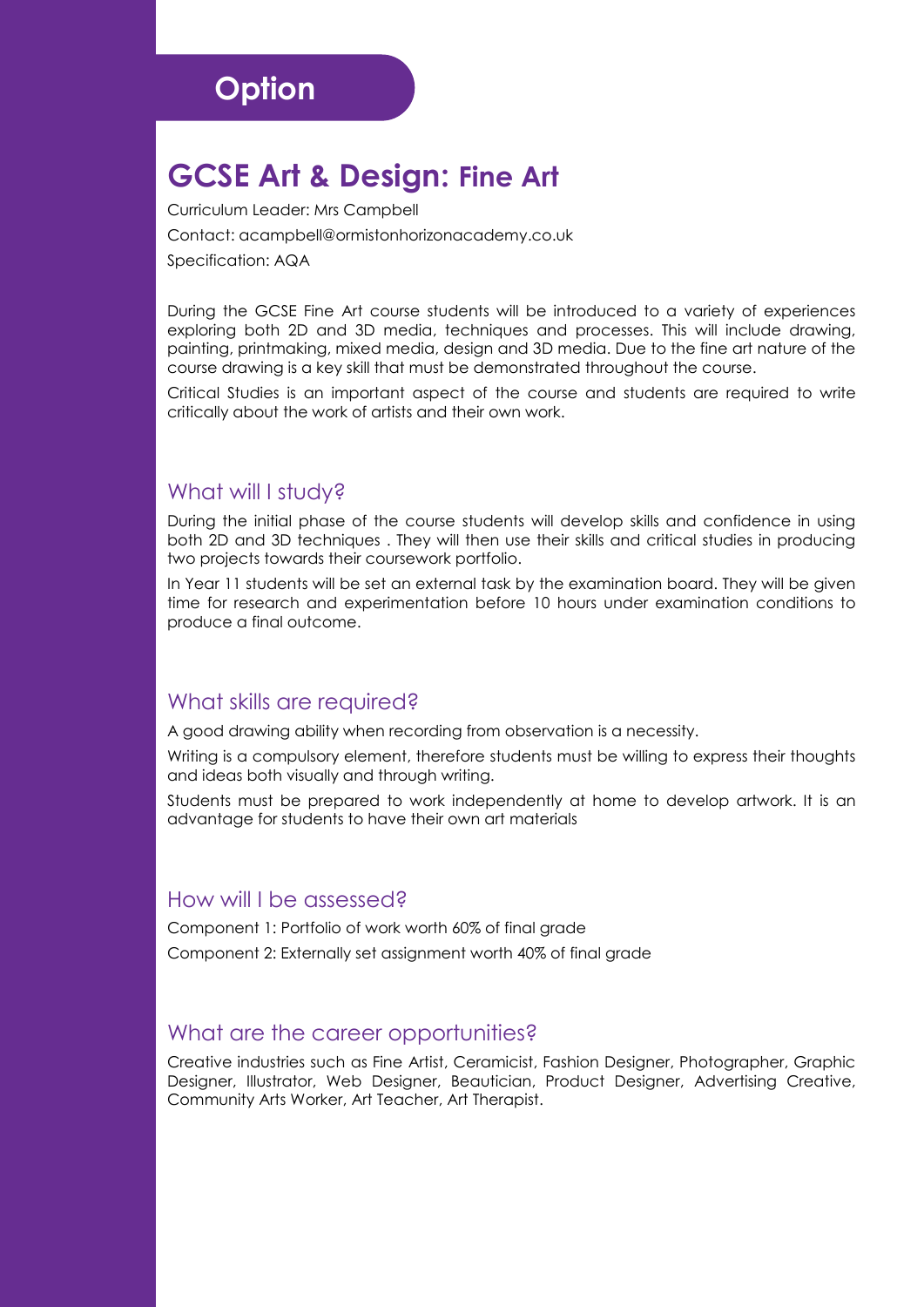## Option

# GCSE Art & Design: Fine Art

Curriculum Leader: Mrs Campbell

Contact: acampbell@ormistonhorizonacademy.co.uk

Specification: AQA

During the GCSE Fine Art course students will be introduced to a variety of experiences exploring both 2D and 3D media, techniques and processes. This will include drawing, painting, printmaking, mixed media, design and 3D media. Due to the fine art nature of the course drawing is a key skill that must be demonstrated throughout the course.

Critical Studies is an important aspect of the course and students are required to write critically about the work of artists and their own work.

### What will I study?

During the initial phase of the course students will develop skills and confidence in using both 2D and 3D techniques . They will then use their skills and critical studies in producing two projects towards their coursework portfolio.

In Year 11 students will be set an external task by the examination board. They will be given time for research and experimentation before 10 hours under examination conditions to produce a final outcome.

### What skills are required?

A good drawing ability when recording from observation is a necessity.

Writing is a compulsory element, therefore students must be willing to express their thoughts and ideas both visually and through writing.

Students must be prepared to work independently at home to develop artwork. It is an advantage for students to have their own art materials

### How will I be assessed?

Component 1: Portfolio of work worth 60% of final grade

Component 2: Externally set assignment worth 40% of final grade

### What are the career opportunities?

Creative industries such as Fine Artist, Ceramicist, Fashion Designer, Photographer, Graphic Designer, Illustrator, Web Designer, Beautician, Product Designer, Advertising Creative, Community Arts Worker, Art Teacher, Art Therapist.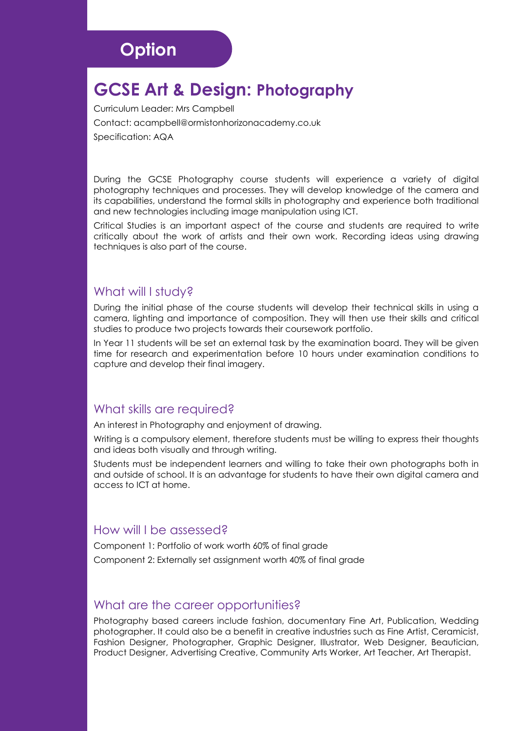**Option**

# GCSE Art & Design: Photography

Curriculum Leader: Mrs Campbell

Contact: acampbell@ormistonhorizonacademy.co.uk

Specification: AQA

During the GCSE Photography course students will experience a variety of digital photography techniques and processes. They will develop knowledge of the camera and its capabilities, understand the formal skills in photography and experience both traditional and new technologies including image manipulation using ICT.

Critical Studies is an important aspect of the course and students are required to write critically about the work of artists and their own work. Recording ideas using drawing techniques is also part of the course.

## What will I study?

During the initial phase of the course students will develop their technical skills in using a camera, lighting and importance of composition. They will then use their skills and critical studies to produce two projects towards their coursework portfolio.

In Year 11 students will be set an external task by the examination board. They will be given time for research and experimentation before 10 hours under examination conditions to capture and develop their final imagery.

## What skills are required?

An interest in Photography and enjoyment of drawing.

Writing is a compulsory element, therefore students must be willing to express their thoughts and ideas both visually and through writing.

Students must be independent learners and willing to take their own photographs both in and outside of school. It is an advantage for students to have their own digital camera and access to ICT at home.

## How will I be assessed?

Component 1: Portfolio of work worth 60% of final grade

Component 2: Externally set assignment worth 40% of final grade

## What are the career opportunities?

Photography based careers include fashion, documentary Fine Art, Publication, Wedding photographer. It could also be a benefit in creative industries such as Fine Artist, Ceramicist, Fashion Designer, Photographer, Graphic Designer, Illustrator, Web Designer, Beautician, Product Designer, Advertising Creative, Community Arts Worker, Art Teacher, Art Therapist.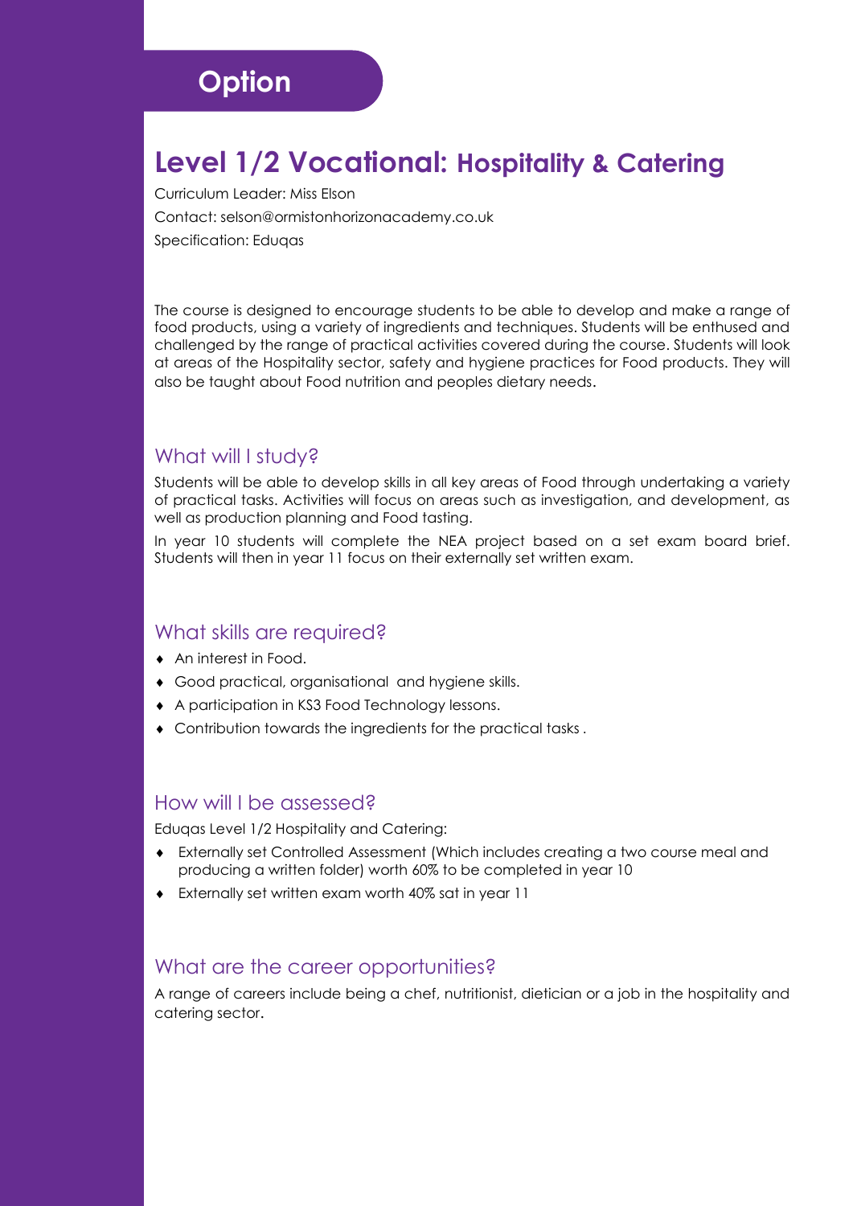## Option

# Level 1/2 Vocational: Hospitality & Catering

Curriculum Leader: Miss Elson

Contact: selson@ormistonhorizonacademy.co.uk

Specification: Eduqas

The course is designed to encourage students to be able to develop and make a range of food products, using a variety of ingredients and techniques. Students will be enthused and challenged by the range of practical activities covered during the course. Students will look at areas of the Hospitality sector, safety and hygiene practices for Food products. They will also be taught about Food nutrition and peoples dietary needs.

## What will I study?

Students will be able to develop skills in all key areas of Food through undertaking a variety of practical tasks. Activities will focus on areas such as investigation, and development, as well as production planning and Food tasting.

In year 10 students will complete the NEA project based on a set exam board brief. Students will then in year 11 focus on their externally set written exam.

## What skills are required?

- An interest in Food.
- Good practical, organisational and hygiene skills.
- A participation in KS3 Food Technology lessons.
- Contribution towards the ingredients for the practical tasks .

## How will I be assessed?

Eduqas Level 1/2 Hospitality and Catering:

- Externally set Controlled Assessment (Which includes creating a two course meal and producing a written folder) worth 60% to be completed in year 10
- Externally set written exam worth 40% sat in year 11

## What are the career opportunities?

A range of careers include being a chef, nutritionist, dietician or a job in the hospitality and catering sector.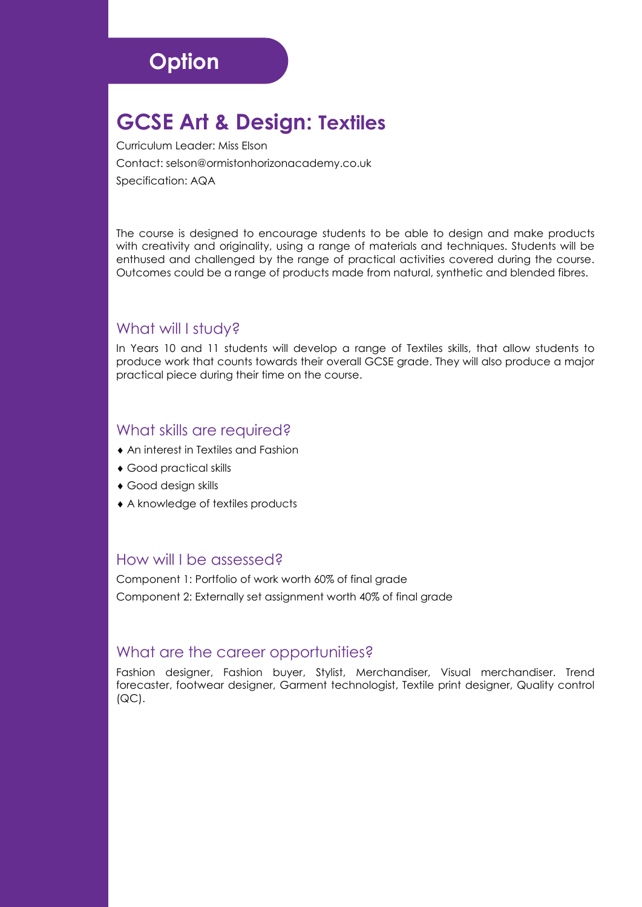## Option

# GCSE Art & Design: Textiles

Curriculum Leader: Miss Elson

Contact: selson@ormistonhorizonacademy.co.uk

Specification: AQA

The course is designed to encourage students to be able to design and make products with creativity and originality, using a range of materials and techniques. Students will be enthused and challenged by the range of practical activities covered during the course. Outcomes could be a range of products made from natural, synthetic and blended fibres.

### What will I study?

In Years 10 and 11 students will develop a range of Textiles skills, that allow students to produce work that counts towards their overall GCSE grade. They will also produce a major practical piece during their time on the course.

### What skills are required?

- An interest in Textiles and Fashion
- Good practical skills
- Good design skills
- A knowledge of textiles products

### How will I be assessed?

Component 1: Portfolio of work worth 60% of final grade

Component 2: Externally set assignment worth 40% of final grade

### What are the career opportunities?

Fashion designer, Fashion buyer, Stylist, Merchandiser, Visual merchandiser. Trend forecaster, footwear designer, Garment technologist, Textile print designer, Quality control (QC).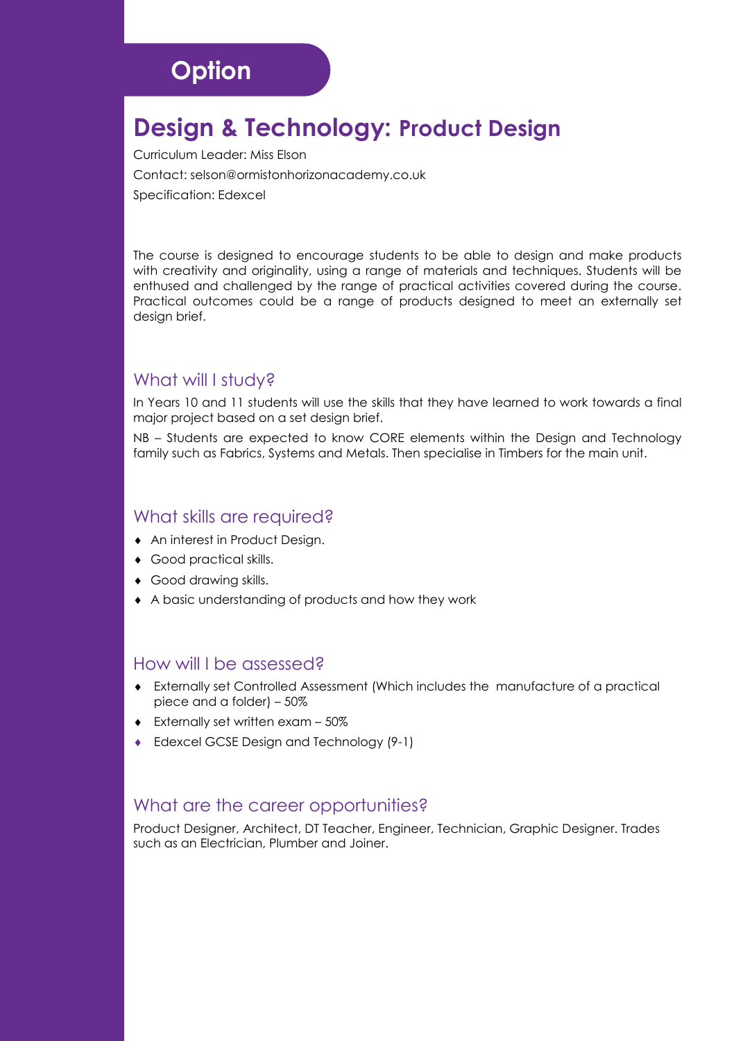# Option

## Design & Technology: Product Design

Curriculum Leader: Miss Elson

Contact: selson@ormistonhorizonacademy.co.uk

Specification: Edexcel

The course is designed to encourage students to be able to design and make products with creativity and originality, using a range of materials and techniques. Students will be enthused and challenged by the range of practical activities covered during the course. Practical outcomes could be a range of products designed to meet an externally set design brief.

### What will I study?

In Years 10 and 11 students will use the skills that they have learned to work towards a final major project based on a set design brief.

NB – Students are expected to know CORE elements within the Design and Technology family such as Fabrics, Systems and Metals. Then specialise in Timbers for the main unit.

### What skills are required?

- An interest in Product Design.
- Good practical skills.
- Good drawing skills.
- A basic understanding of products and how they work

### How will I be assessed?

- Externally set Controlled Assessment (Which includes the manufacture of a practical piece and a folder) – 50%
- Externally set written exam – 50%
- Edexcel GCSE Design and Technology (9-1)

### What are the career opportunities?

Product Designer, Architect, DT Teacher, Engineer, Technician, Graphic Designer. Trades such as an Electrician, Plumber and Joiner.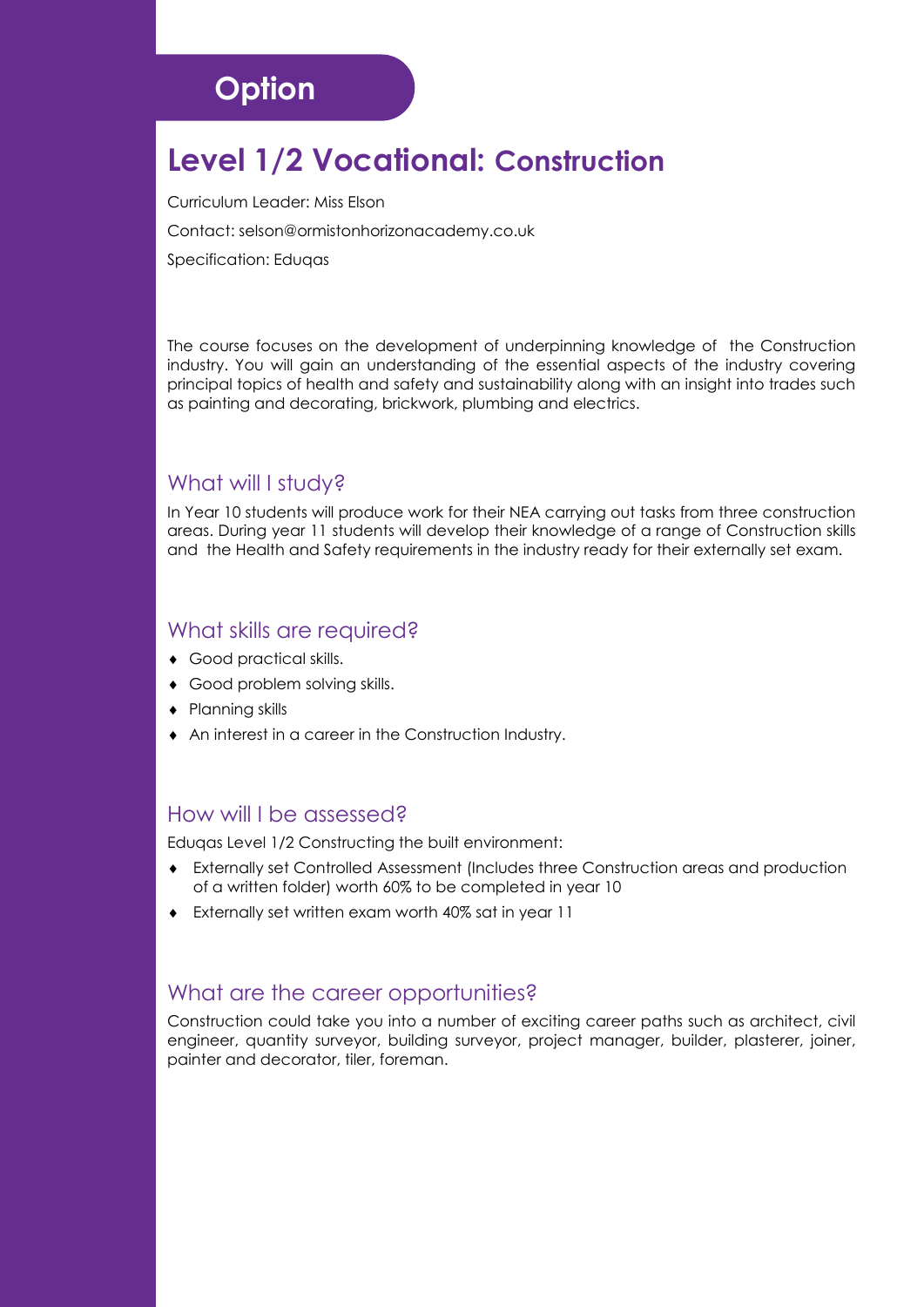## Option

# Level 1/2 Vocational: Construction

Curriculum Leader: Miss Elson

Contact: selson@ormistonhorizonacademy.co.uk

Specification: Eduqas

The course focuses on the development of underpinning knowledge of the Construction industry. You will gain an understanding of the essential aspects of the industry covering principal topics of health and safety and sustainability along with an insight into trades such as painting and decorating, brickwork, plumbing and electrics.

### What will I study?

In Year 10 students will produce work for their NEA carrying out tasks from three construction areas. During year 11 students will develop their knowledge of a range of Construction skills and the Health and Safety requirements in the industry ready for their externally set exam.

### What skills are required?

- Good practical skills.
- Good problem solving skills.
- Planning skills
- An interest in a career in the Construction Industry.

### How will I be assessed?

Eduqas Level 1/2 Constructing the built environment:

- Externally set Controlled Assessment (Includes three Construction areas and production of a written folder) worth 60% to be completed in year 10
- Externally set written exam worth 40% sat in year 11

### What are the career opportunities?

Construction could take you into a number of exciting career paths such as architect, civil engineer, quantity surveyor, building surveyor, project manager, builder, plasterer, joiner, painter and decorator, tiler, foreman.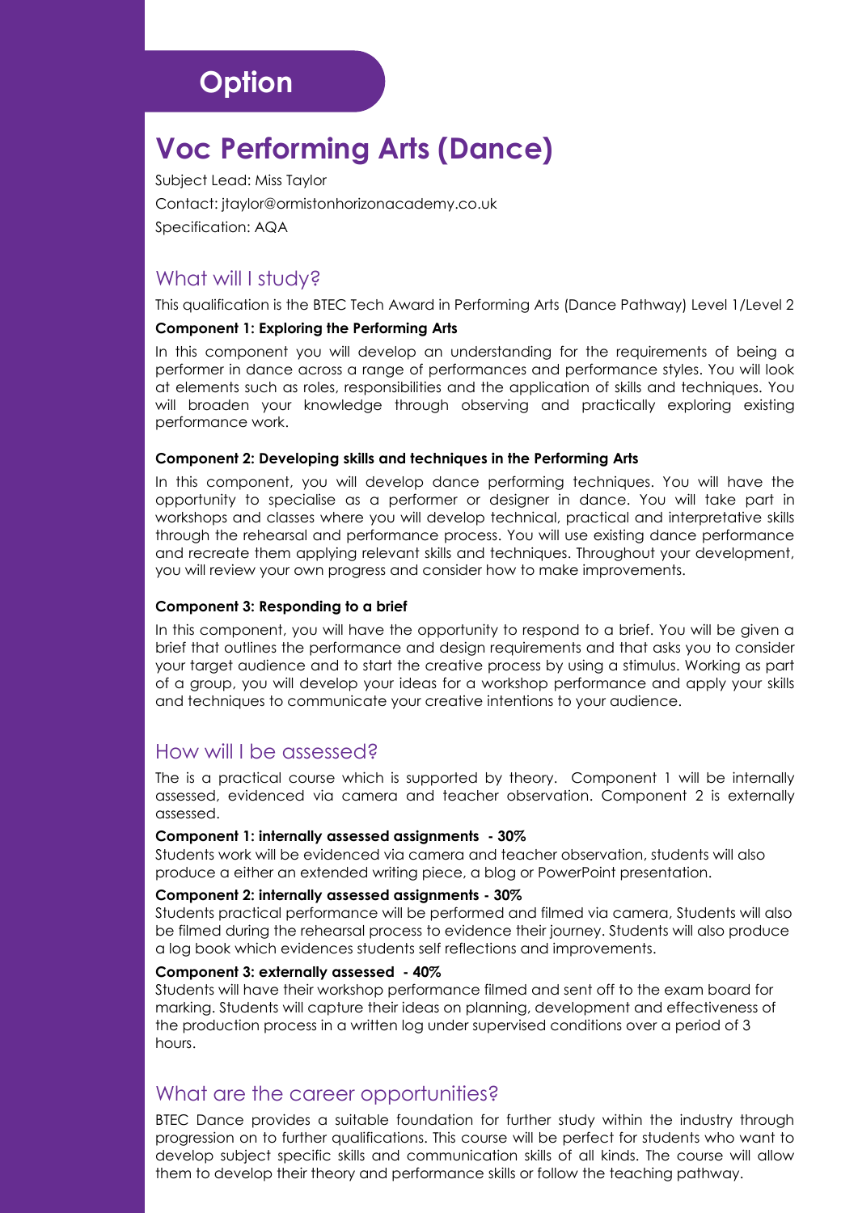## Option

# Voc Performing Arts (Dance)

Subject Lead: Miss Taylor

Contact: jtaylor@ormistonhorizonacademy.co.uk

Specification: AQA

## What will I study?

This qualification is the BTEC Tech Award in Performing Arts (Dance Pathway) Level 1/Level 2

**Component 1: Exploring the Performing Arts**

In this component you will develop an understanding for the requirements of being a performer in dance across a range of performances and performance styles. You will look at elements such as roles, responsibilities and the application of skills and techniques. You will broaden your knowledge through observing and practically exploring existing performance work.

**Component 2: Developing skills and techniques in the Performing Arts**

In this component, you will develop dance performing techniques. You will have the opportunity to specialise as a performer or designer in dance. You will take part in workshops and classes where you will develop technical, practical and interpretative skills through the rehearsal and performance process. You will use existing dance performance and recreate them applying relevant skills and techniques. Throughout your development, you will review your own progress and consider how to make improvements.

**Component 3: Responding to a brief**

In this component, you will have the opportunity to respond to a brief. You will be given a brief that outlines the performance and design requirements and that asks you to consider your target audience and to start the creative process by using a stimulus. Working as part of a group, you will develop your ideas for a workshop performance and apply your skills and techniques to communicate your creative intentions to your audience.

## How will I be assessed?

The is a practical course which is supported by theory. Component 1 will be internally assessed, evidenced via camera and teacher observation. Component 2 is externally assessed.

**Component 1: internally assessed assignments - 30%**

Students work will be evidenced via camera and teacher observation, students will also produce a either an extended writing piece, a blog or PowerPoint presentation.

**Component 2: internally assessed assignments - 30%**

Students practical performance will be performed and filmed via camera, Students will also be filmed during the rehearsal process to evidence their journey. Students will also produce a log book which evidences students self reflections and improvements.

**Component 3: externally assessed - 40%**

Students will have their workshop performance filmed and sent off to the exam board for marking. Students will capture their ideas on planning, development and effectiveness of the production process in a written log under supervised conditions over a period of 3 hours.

## What are the career opportunities?

BTEC Dance provides a suitable foundation for further study within the industry through progression on to further qualifications. This course will be perfect for students who want to develop subject specific skills and communication skills of all kinds. The course will allow them to develop their theory and performance skills or follow the teaching pathway.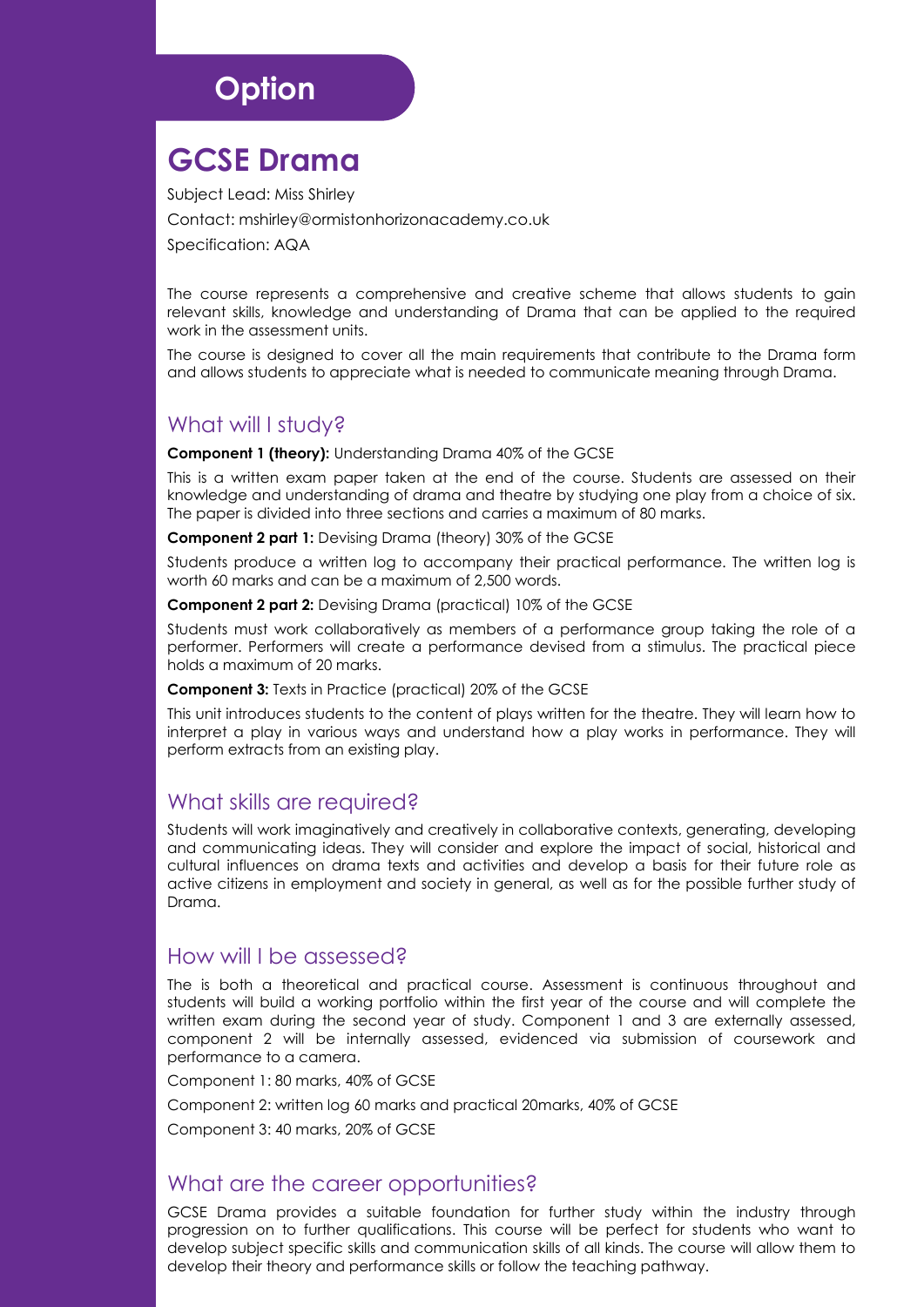# Option

## GCSE Drama

Subject Lead: Miss Shirley

Contact: mshirley@ormistonhorizonacademy.co.uk

Specification: AQA

The course represents a comprehensive and creative scheme that allows students to gain relevant skills, knowledge and understanding of Drama that can be applied to the required work in the assessment units.

The course is designed to cover all the main requirements that contribute to the Drama form and allows students to appreciate what is needed to communicate meaning through Drama.

### What will I study?

**Component 1 (theory):** Understanding Drama 40% of the GCSE

This is a written exam paper taken at the end of the course. Students are assessed on their knowledge and understanding of drama and theatre by studying one play from a choice of six. The paper is divided into three sections and carries a maximum of 80 marks.

**Component 2 part 1:** Devising Drama (theory) 30% of the GCSE

Students produce a written log to accompany their practical performance. The written log is worth 60 marks and can be a maximum of 2,500 words.

**Component 2 part 2:** Devising Drama (practical) 10% of the GCSE

Students must work collaboratively as members of a performance group taking the role of a performer. Performers will create a performance devised from a stimulus. The practical piece holds a maximum of 20 marks.

**Component 3:** Texts in Practice (practical) 20% of the GCSE

This unit introduces students to the content of plays written for the theatre. They will learn how to interpret a play in various ways and understand how a play works in performance. They will perform extracts from an existing play.

### What skills are required?

Students will work imaginatively and creatively in collaborative contexts, generating, developing and communicating ideas. They will consider and explore the impact of social, historical and cultural influences on drama texts and activities and develop a basis for their future role as active citizens in employment and society in general, as well as for the possible further study of Drama.

### How will I be assessed?

The is both a theoretical and practical course. Assessment is continuous throughout and students will build a working portfolio within the first year of the course and will complete the written exam during the second year of study. Component 1 and 3 are externally assessed, component 2 will be internally assessed, evidenced via submission of coursework and performance to a camera.

Component 1: 80 marks, 40% of GCSE

Component 2: written log 60 marks and practical 20marks, 40% of GCSE

Component 3: 40 marks, 20% of GCSE

### What are the career opportunities?

GCSE Drama provides a suitable foundation for further study within the industry through progression on to further qualifications. This course will be perfect for students who want to develop subject specific skills and communication skills of all kinds. The course will allow them to develop their theory and performance skills or follow the teaching pathway.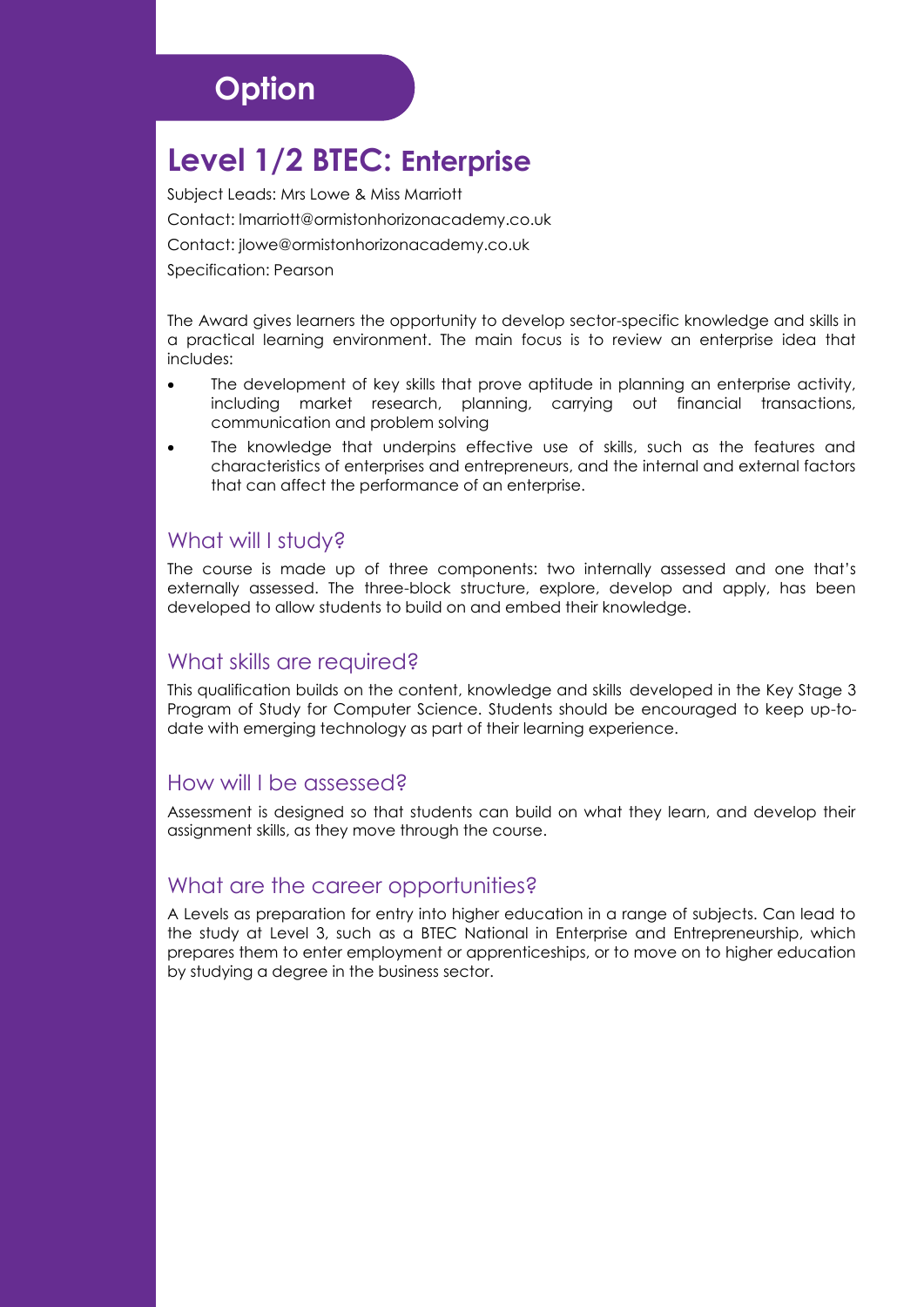## Option

# Level 1/2 BTEC: Enterprise

Subject Leads: Mrs Lowe & Miss Marriott

Contact: lmarriott@ormistonhorizonacademy.co.uk

Contact: jlowe@ormistonhorizonacademy.co.uk

Specification: Pearson

The Award gives learners the opportunity to develop sector-specific knowledge and skills in a practical learning environment. The main focus is to review an enterprise idea that includes:

- The development of key skills that prove aptitude in planning an enterprise activity, including market research, planning, carrying out financial transactions, communication and problem solving
- The knowledge that underpins effective use of skills, such as the features and characteristics of enterprises and entrepreneurs, and the internal and external factors that can affect the performance of an enterprise.

### What will I study?

The course is made up of three components: two internally assessed and one that's externally assessed. The three-block structure, explore, develop and apply, has been developed to allow students to build on and embed their knowledge.

### What skills are required?

This qualification builds on the content, knowledge and skills developed in the Key Stage 3 Program of Study for Computer Science. Students should be encouraged to keep up-to-date with emerging technology as part of their learning experience.

### How will I be assessed?

Assessment is designed so that students can build on what they learn, and develop their assignment skills, as they move through the course.

### What are the career opportunities?

A Levels as preparation for entry into higher education in a range of subjects. Can lead to the study at Level 3, such as a BTEC National in Enterprise and Entrepreneurship, which prepares them to enter employment or apprenticeships, or to move on to higher education by studying a degree in the business sector.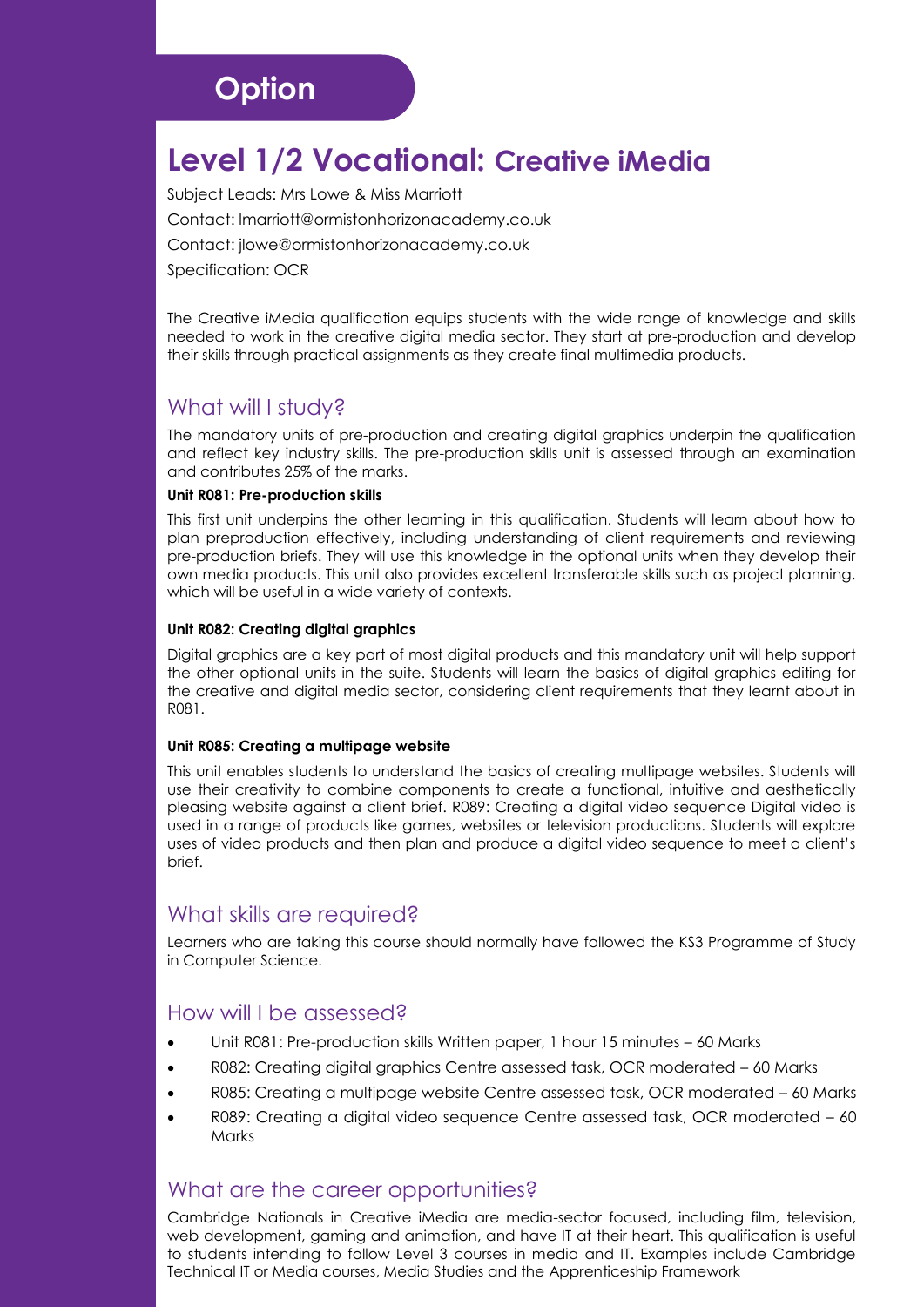## Option

# Level 1/2 Vocational: Creative iMedia

Subject Leads: Mrs Lowe & Miss Marriott

Contact: lmarriott@ormistonhorizonacademy.co.uk

Contact: jlowe@ormistonhorizonacademy.co.uk

Specification: OCR

The Creative iMedia qualification equips students with the wide range of knowledge and skills needed to work in the creative digital media sector. They start at pre-production and develop their skills through practical assignments as they create final multimedia products.

## What will I study?

The mandatory units of pre-production and creating digital graphics underpin the qualification and reflect key industry skills. The pre-production skills unit is assessed through an examination and contributes 25% of the marks.

**Unit R081: Pre-production skills**

This first unit underpins the other learning in this qualification. Students will learn about how to plan preproduction effectively, including understanding of client requirements and reviewing pre-production briefs. They will use this knowledge in the optional units when they develop their own media products. This unit also provides excellent transferable skills such as project planning, which will be useful in a wide variety of contexts.

**Unit R082: Creating digital graphics**

Digital graphics are a key part of most digital products and this mandatory unit will help support the other optional units in the suite. Students will learn the basics of digital graphics editing for the creative and digital media sector, considering client requirements that they learnt about in R081.

**Unit R085: Creating a multipage website**

This unit enables students to understand the basics of creating multipage websites. Students will use their creativity to combine components to create a functional, intuitive and aesthetically pleasing website against a client brief. R089: Creating a digital video sequence Digital video is used in a range of products like games, websites or television productions. Students will explore uses of video products and then plan and produce a digital video sequence to meet a client's brief.

## What skills are required?

Learners who are taking this course should normally have followed the KS3 Programme of Study in Computer Science.

## How will I be assessed?

- Unit R081: Pre-production skills Written paper, 1 hour 15 minutes – 60 Marks
- R082: Creating digital graphics Centre assessed task, OCR moderated – 60 Marks
- R085: Creating a multipage website Centre assessed task, OCR moderated – 60 Marks
- R089: Creating a digital video sequence Centre assessed task, OCR moderated – 60 Marks

## What are the career opportunities?

Cambridge Nationals in Creative iMedia are media-sector focused, including film, television, web development, gaming and animation, and have IT at their heart. This qualification is useful to students intending to follow Level 3 courses in media and IT. Examples include Cambridge Technical IT or Media courses, Media Studies and the Apprenticeship Framework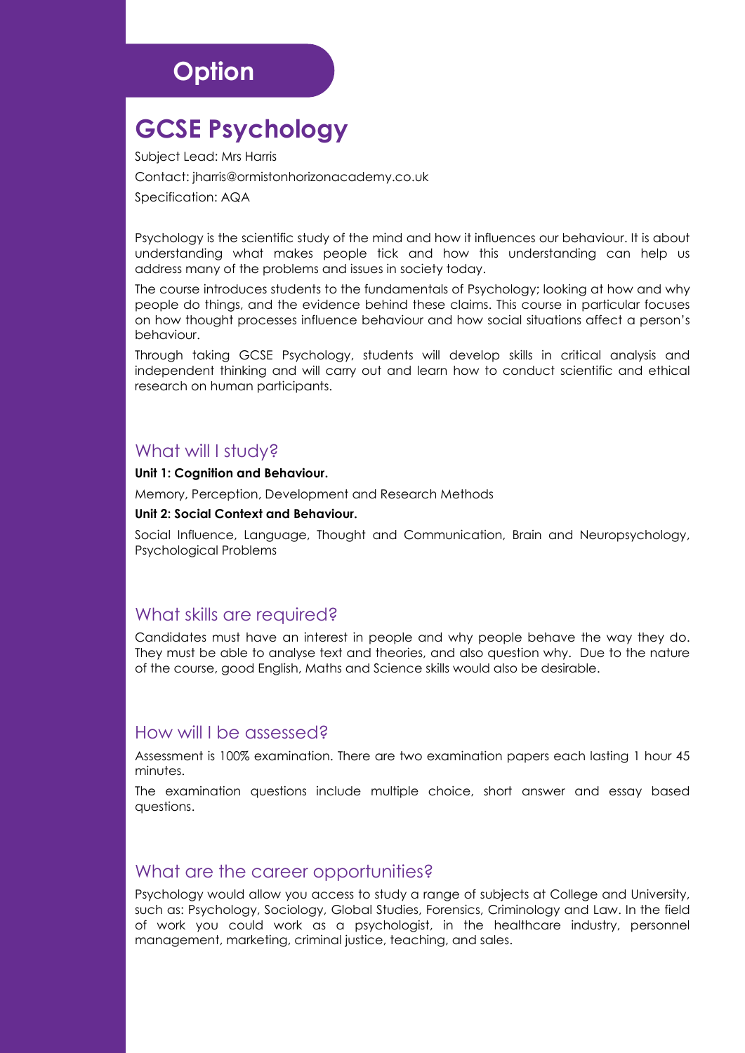## Option

# GCSE Psychology

Subject Lead: Mrs Harris

Contact: jharris@ormistonhorizonacademy.co.uk

Specification: AQA

Psychology is the scientific study of the mind and how it influences our behaviour. It is about understanding what makes people tick and how this understanding can help us address many of the problems and issues in society today.

The course introduces students to the fundamentals of Psychology; looking at how and why people do things, and the evidence behind these claims. This course in particular focuses on how thought processes influence behaviour and how social situations affect a person's behaviour.

Through taking GCSE Psychology, students will develop skills in critical analysis and independent thinking and will carry out and learn how to conduct scientific and ethical research on human participants.

## What will I study?

**Unit 1: Cognition and Behaviour.**

Memory, Perception, Development and Research Methods

**Unit 2: Social Context and Behaviour.**

Social Influence, Language, Thought and Communication, Brain and Neuropsychology, Psychological Problems

## What skills are required?

Candidates must have an interest in people and why people behave the way they do. They must be able to analyse text and theories, and also question why. Due to the nature of the course, good English, Maths and Science skills would also be desirable.

## How will I be assessed?

Assessment is 100% examination. There are two examination papers each lasting 1 hour 45 minutes.

The examination questions include multiple choice, short answer and essay based questions.

## What are the career opportunities?

Psychology would allow you access to study a range of subjects at College and University, such as: Psychology, Sociology, Global Studies, Forensics, Criminology and Law. In the field of work you could work as a psychologist, in the healthcare industry, personnel management, marketing, criminal justice, teaching, and sales.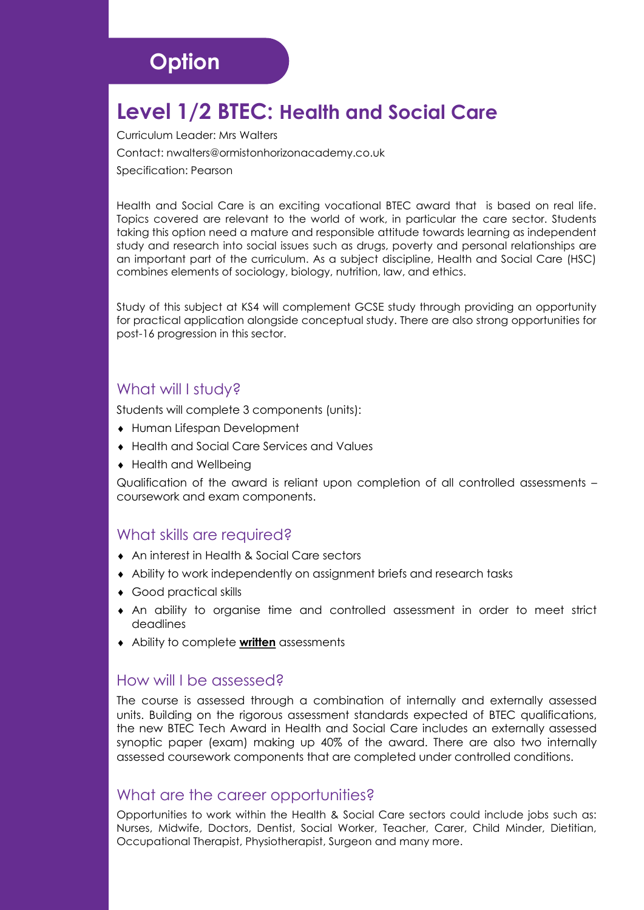## Option

# Level 1/2 BTEC: Health and Social Care

Curriculum Leader: Mrs Walters

Contact: nwalters@ormistonhorizonacademy.co.uk

Specification: Pearson

Health and Social Care is an exciting vocational BTEC award that is based on real life. Topics covered are relevant to the world of work, in particular the care sector. Students taking this option need a mature and responsible attitude towards learning as independent study and research into social issues such as drugs, poverty and personal relationships are an important part of the curriculum. As a subject discipline, Health and Social Care (HSC) combines elements of sociology, biology, nutrition, law, and ethics.

Study of this subject at KS4 will complement GCSE study through providing an opportunity for practical application alongside conceptual study. There are also strong opportunities for post-16 progression in this sector.

### What will I study?

Students will complete 3 components (units):

- Human Lifespan Development
- Health and Social Care Services and Values
- Health and Wellbeing

Qualification of the award is reliant upon completion of all controlled assessments – coursework and exam components.

### What skills are required?

- An interest in Health & Social Care sectors
- Ability to work independently on assignment briefs and research tasks
- Good practical skills
- An ability to organise time and controlled assessment in order to meet strict deadlines
- Ability to complete **written** assessments

### How will I be assessed?

The course is assessed through a combination of internally and externally assessed units. Building on the rigorous assessment standards expected of BTEC qualifications, the new BTEC Tech Award in Health and Social Care includes an externally assessed synoptic paper (exam) making up 40% of the award. There are also two internally assessed coursework components that are completed under controlled conditions.

### What are the career opportunities?

Opportunities to work within the Health & Social Care sectors could include jobs such as: Nurses, Midwife, Doctors, Dentist, Social Worker, Teacher, Carer, Child Minder, Dietitian, Occupational Therapist, Physiotherapist, Surgeon and many more.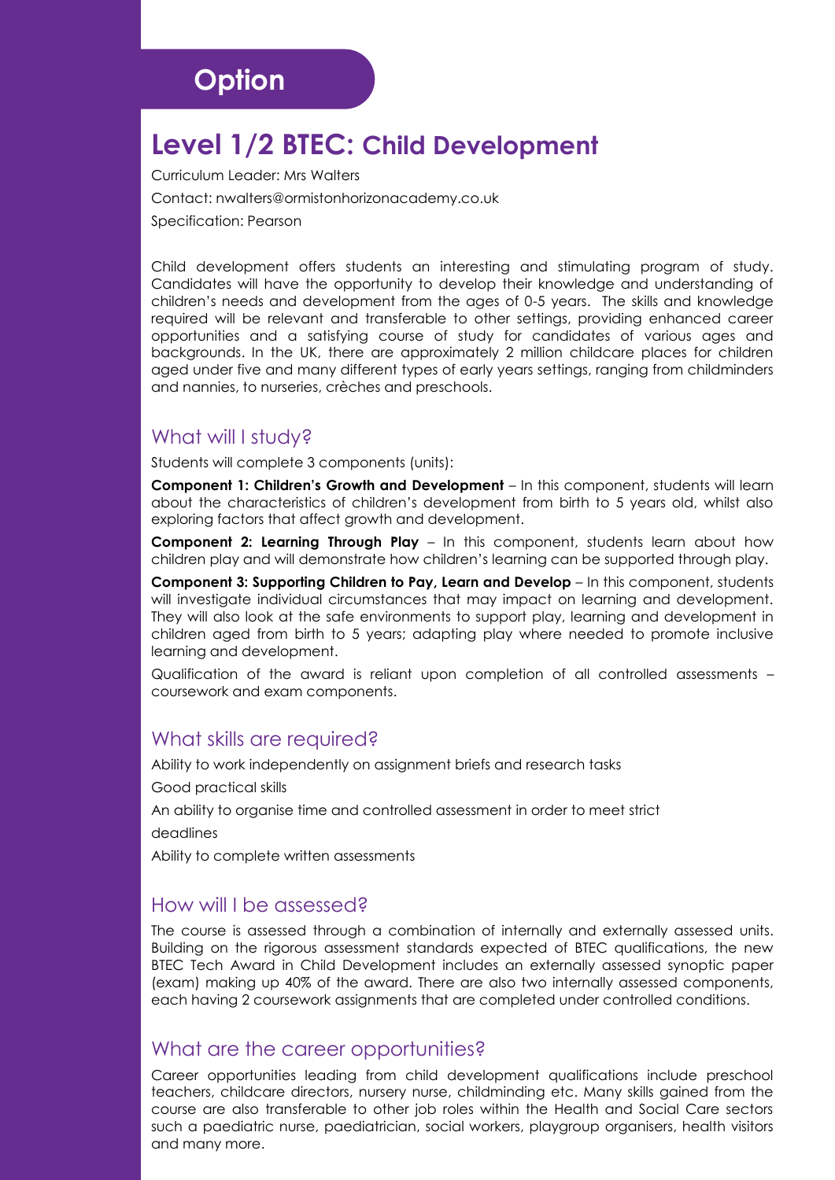## Option

# Level 1/2 BTEC: Child Development

Curriculum Leader: Mrs Walters

Contact: nwalters@ormistonhorizonacademy.co.uk

Specification: Pearson

Child development offers students an interesting and stimulating program of study. Candidates will have the opportunity to develop their knowledge and understanding of children's needs and development from the ages of 0-5 years. The skills and knowledge required will be relevant and transferable to other settings, providing enhanced career opportunities and a satisfying course of study for candidates of various ages and backgrounds. In the UK, there are approximately 2 million childcare places for children aged under five and many different types of early years settings, ranging from childminders and nannies, to nurseries, crèches and preschools.

## What will I study?

Students will complete 3 components (units):

**Component 1: Children's Growth and Development** – In this component, students will learn about the characteristics of children's development from birth to 5 years old, whilst also exploring factors that affect growth and development.

**Component 2: Learning Through Play** – In this component, students learn about how children play and will demonstrate how children's learning can be supported through play.

**Component 3: Supporting Children to Pay, Learn and Develop** – In this component, students will investigate individual circumstances that may impact on learning and development. They will also look at the safe environments to support play, learning and development in children aged from birth to 5 years; adapting play where needed to promote inclusive learning and development.

Qualification of the award is reliant upon completion of all controlled assessments – coursework and exam components.

## What skills are required?

Ability to work independently on assignment briefs and research tasks

Good practical skills

An ability to organise time and controlled assessment in order to meet strict deadlines

Ability to complete written assessments

## How will I be assessed?

The course is assessed through a combination of internally and externally assessed units. Building on the rigorous assessment standards expected of BTEC qualifications, the new BTEC Tech Award in Child Development includes an externally assessed synoptic paper (exam) making up 40% of the award. There are also two internally assessed components, each having 2 coursework assignments that are completed under controlled conditions.

## What are the career opportunities?

Career opportunities leading from child development qualifications include preschool teachers, childcare directors, nursery nurse, childminding etc. Many skills gained from the course are also transferable to other job roles within the Health and Social Care sectors such a paediatric nurse, paediatrician, social workers, playgroup organisers, health visitors and many more.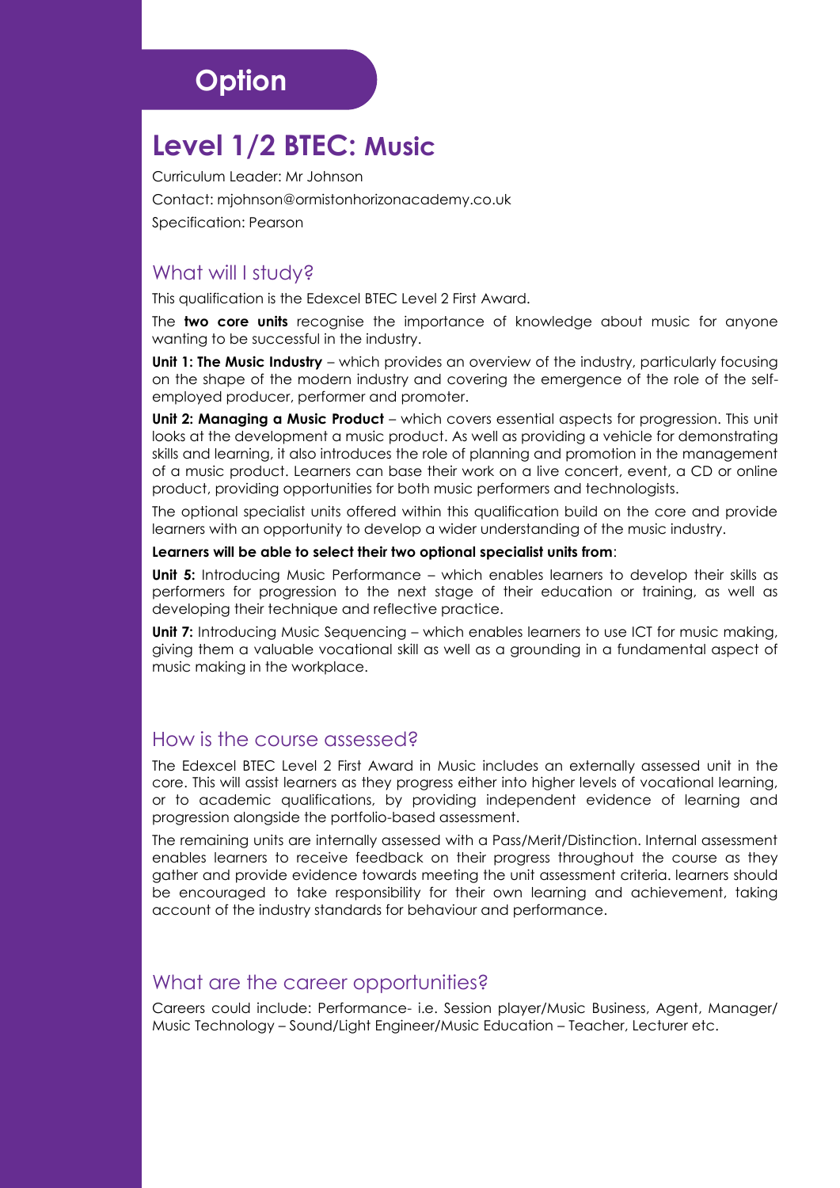## Option

# Level 1/2 BTEC: Music

Curriculum Leader: Mr Johnson

Contact: mjohnson@ormistonhorizonacademy.co.uk

Specification: Pearson

### What will I study?

This qualification is the Edexcel BTEC Level 2 First Award.

The **two core units** recognise the importance of knowledge about music for anyone wanting to be successful in the industry.

**Unit 1: The Music Industry** – which provides an overview of the industry, particularly focusing on the shape of the modern industry and covering the emergence of the role of the self-employed producer, performer and promoter.

**Unit 2: Managing a Music Product** – which covers essential aspects for progression. This unit looks at the development a music product. As well as providing a vehicle for demonstrating skills and learning, it also introduces the role of planning and promotion in the management of a music product. Learners can base their work on a live concert, event, a CD or online product, providing opportunities for both music performers and technologists.

The optional specialist units offered within this qualification build on the core and provide learners with an opportunity to develop a wider understanding of the music industry.

**Learners will be able to select their two optional specialist units from**:

**Unit 5:** Introducing Music Performance – which enables learners to develop their skills as performers for progression to the next stage of their education or training, as well as developing their technique and reflective practice.

**Unit 7:** Introducing Music Sequencing – which enables learners to use ICT for music making, giving them a valuable vocational skill as well as a grounding in a fundamental aspect of music making in the workplace.

### How is the course assessed?

The Edexcel BTEC Level 2 First Award in Music includes an externally assessed unit in the core. This will assist learners as they progress either into higher levels of vocational learning, or to academic qualifications, by providing independent evidence of learning and progression alongside the portfolio-based assessment.

The remaining units are internally assessed with a Pass/Merit/Distinction. Internal assessment enables learners to receive feedback on their progress throughout the course as they gather and provide evidence towards meeting the unit assessment criteria. learners should be encouraged to take responsibility for their own learning and achievement, taking account of the industry standards for behaviour and performance.

### What are the career opportunities?

Careers could include: Performance- i.e. Session player/Music Business, Agent, Manager/ Music Technology – Sound/Light Engineer/Music Education – Teacher, Lecturer etc.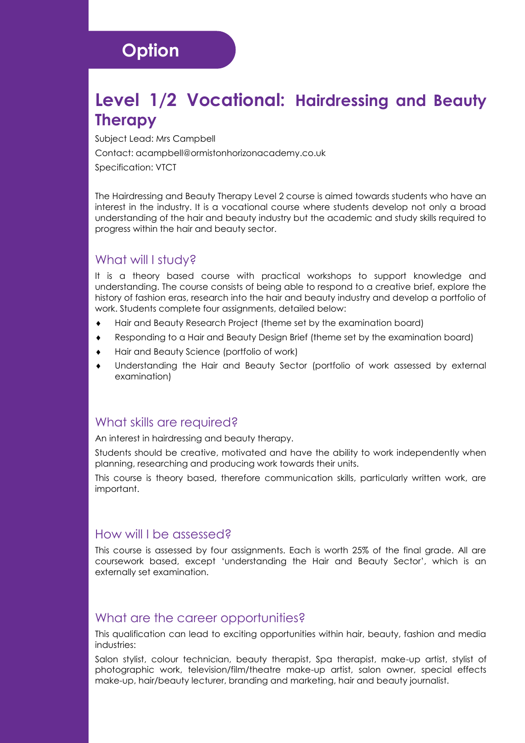## Option

# Level 1/2 Vocational: Hairdressing and Beauty Therapy

Subject Lead: Mrs Campbell

Contact: acampbell@ormistonhorizonacademy.co.uk

Specification: VTCT

The Hairdressing and Beauty Therapy Level 2 course is aimed towards students who have an interest in the industry. It is a vocational course where students develop not only a broad understanding of the hair and beauty industry but the academic and study skills required to progress within the hair and beauty sector.

## What will I study?

It is a theory based course with practical workshops to support knowledge and understanding. The course consists of being able to respond to a creative brief, explore the history of fashion eras, research into the hair and beauty industry and develop a portfolio of work. Students complete four assignments, detailed below:

- Hair and Beauty Research Project (theme set by the examination board)
- Responding to a Hair and Beauty Design Brief (theme set by the examination board)
- Hair and Beauty Science (portfolio of work)
- Understanding the Hair and Beauty Sector (portfolio of work assessed by external examination)

## What skills are required?

An interest in hairdressing and beauty therapy.

Students should be creative, motivated and have the ability to work independently when planning, researching and producing work towards their units.

This course is theory based, therefore communication skills, particularly written work, are important.

## How will I be assessed?

This course is assessed by four assignments. Each is worth 25% of the final grade. All are coursework based, except 'understanding the Hair and Beauty Sector', which is an externally set examination.

## What are the career opportunities?

This qualification can lead to exciting opportunities within hair, beauty, fashion and media industries:

Salon stylist, colour technician, beauty therapist, Spa therapist, make-up artist, stylist of photographic work, television/film/theatre make-up artist, salon owner, special effects make-up, hair/beauty lecturer, branding and marketing, hair and beauty journalist.